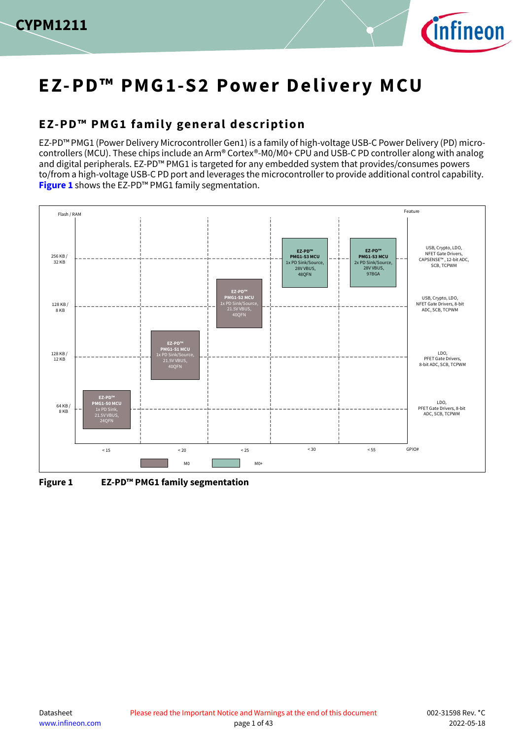# EZ-PD™ PMG1-S2 Power Delivery MCU

## EZ-PD™ PMG1 family general description

EZ-PD™ PMG1 (Power Delivery Microcontroller Gen1) is a family of high-voltage USB-C Power Delivery (PD) microcontrollers (MCU). These chips include an Arm® Cortex®-M0/M0+ CPU and USB-C PD controller along with analog and digital peripherals. EZ-PD™ PMG1 is targeted for any embedded system that provides/consumes powers to/from a high-voltage USB-C PD port and leverages the microcontroller to provide additional control capability. **Figure 1** shows the EZ-PD™ PMG1 family segmentation.

| Flash / RAM | < 15 | < 20 | < 25 | < 30 | < 55 | Feature |
|---|---|---|---|---|---|---|
| 256 KB / 32 KB | | | | EZ-PD™ PMG1-S3 MCU 1x PD Sink/Source, 28V VBUS, 48QFN (M0+) | EZ-PD™ PMG1-S3 MCU 2x PD Sink/Source, 28V VBUS, 97BGA (M0+) | USB, Crypto, LDO, NFET Gate Drivers, CAPSENSE™, 12-bit ADC, SCB, TCPWM |
| 128 KB / 8 KB | | | EZ-PD™ PMG1-S2 MCU 1x PD Sink/Source, 21.5V VBUS, 40QFN (M0) | | | USB, Crypto, LDO, NFET Gate Drivers, 8-bit ADC, SCB, TCPWM |
| 128 KB / 12 KB | | EZ-PD™ PMG1-S1 MCU 1x PD Sink/Source, 21.5V VBUS, 40QFN (M0) | | | | LDO, PFET Gate Drivers, 8-bit ADC, SCB, TCPWM |
| 64 KB / 8 KB | EZ-PD™ PMG1-S0 MCU 1x PD Sink, 21.5V VBUS, 24QFN (M0) | | | | | LDO, PFET Gate Drivers, 8-bit ADC, SCB, TCPWM |

GPIO#

**Figure 1 EZ-PD™ PMG1 family segmentation**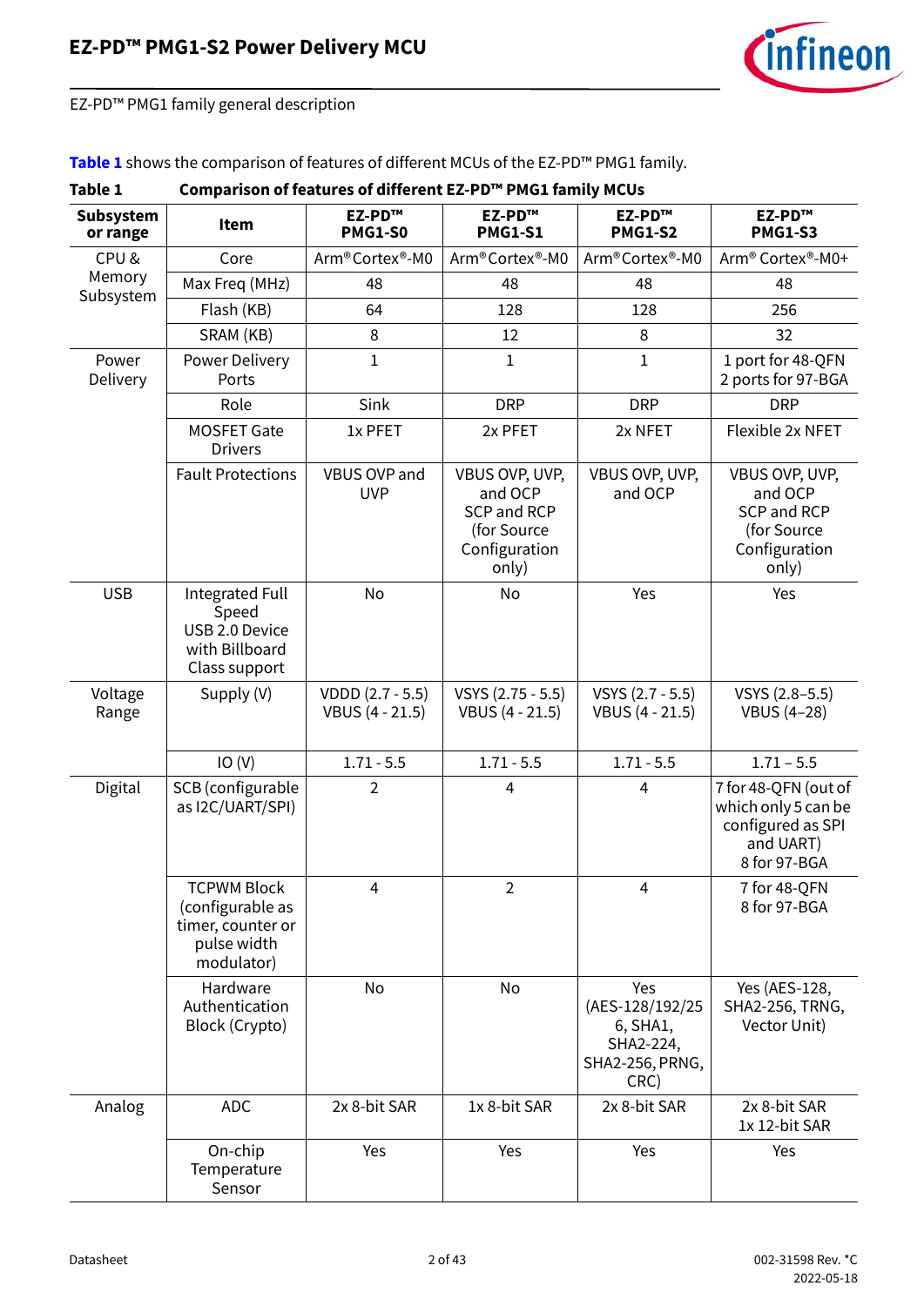EZ-PD™ PMG1 family general description

**Table 1** shows the comparison of features of different MCUs of the EZ-PD™ PMG1 family.

**Table 1 Comparison of features of different EZ-PD™ PMG1 family MCUs**

| Subsystem or range | Item | EZ-PD™ PMG1-S0 | EZ-PD™ PMG1-S1 | EZ-PD™ PMG1-S2 | EZ-PD™ PMG1-S3 |
|---|---|---|---|---|---|
| CPU & Memory Subsystem | Core | Arm® Cortex®-M0 | Arm® Cortex®-M0 | Arm® Cortex®-M0 | Arm® Cortex®-M0+ |
| | Max Freq (MHz) | 48 | 48 | 48 | 48 |
| | Flash (KB) | 64 | 128 | 128 | 256 |
| | SRAM (KB) | 8 | 12 | 8 | 32 |
| Power Delivery | Power Delivery Ports | 1 | 1 | 1 | 1 port for 48-QFN<br>2 ports for 97-BGA |
| | Role | Sink | DRP | DRP | DRP |
| | MOSFET Gate Drivers | 1x PFET | 2x PFET | 2x NFET | Flexible 2x NFET |
| | Fault Protections | VBUS OVP and UVP | VBUS OVP, UVP, and OCP SCP and RCP (for Source Configuration only) | VBUS OVP, UVP, and OCP | VBUS OVP, UVP, and OCP SCP and RCP (for Source Configuration only) |
| USB | Integrated Full Speed USB 2.0 Device with Billboard Class support | No | No | Yes | Yes |
| Voltage Range | Supply (V) | VDDD (2.7 - 5.5)<br>VBUS (4 - 21.5) | VSYS (2.75 - 5.5)<br>VBUS (4 - 21.5) | VSYS (2.7 - 5.5)<br>VBUS (4 - 21.5) | VSYS (2.8–5.5)<br>VBUS (4–28) |
| | IO (V) | 1.71 - 5.5 | 1.71 - 5.5 | 1.71 - 5.5 | 1.71 – 5.5 |
| Digital | SCB (configurable as I2C/UART/SPI) | 2 | 4 | 4 | 7 for 48-QFN (out of which only 5 can be configured as SPI and UART)<br>8 for 97-BGA |
| | TCPWM Block (configurable as timer, counter or pulse width modulator) | 4 | 2 | 4 | 7 for 48-QFN<br>8 for 97-BGA |
| | Hardware Authentication Block (Crypto) | No | No | Yes (AES-128/192/256, SHA1, SHA2-224, SHA2-256, PRNG, CRC) | Yes (AES-128, SHA2-256, TRNG, Vector Unit) |
| Analog | ADC | 2x 8-bit SAR | 1x 8-bit SAR | 2x 8-bit SAR | 2x 8-bit SAR<br>1x 12-bit SAR |
| | On-chip Temperature Sensor | Yes | Yes | Yes | Yes |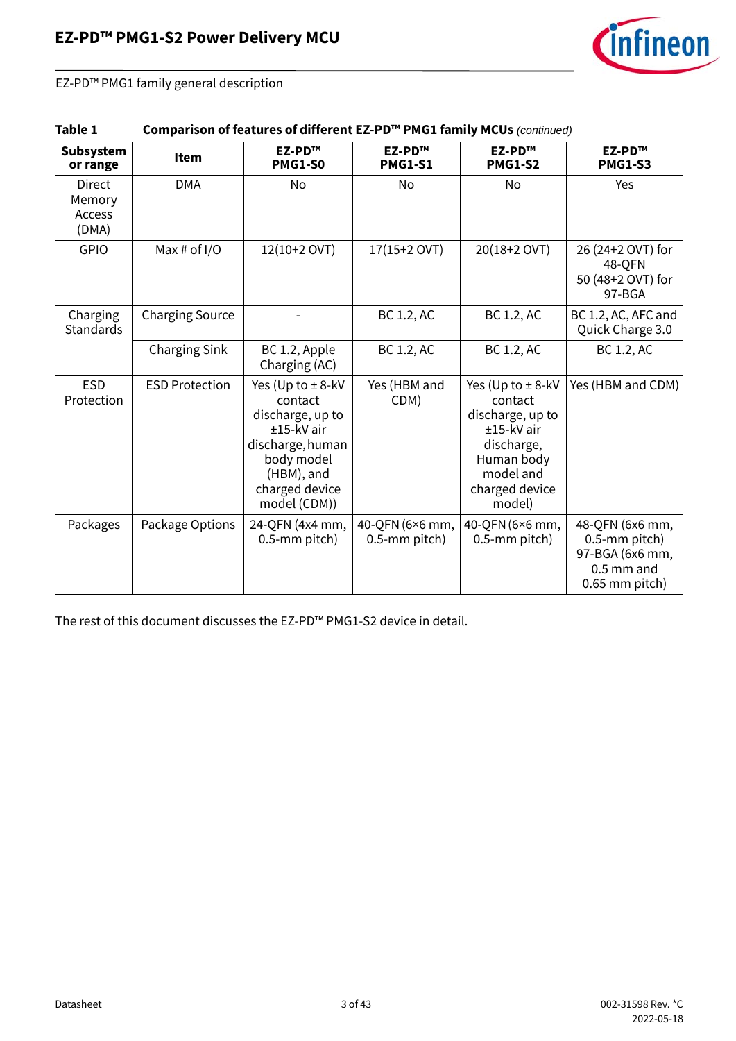EZ-PD™ PMG1 family general description

**Table 1** **Comparison of features of different EZ-PD™ PMG1 family MCUs** *(continued)*

| Subsystem or range | Item | EZ-PD™ PMG1-S0 | EZ-PD™ PMG1-S1 | EZ-PD™ PMG1-S2 | EZ-PD™ PMG1-S3 |
|---|---|---|---|---|---|
| Direct Memory Access (DMA) | DMA | No | No | No | Yes |
| GPIO | Max # of I/O | 12(10+2 OVT) | 17(15+2 OVT) | 20(18+2 OVT) | 26 (24+2 OVT) for 48-QFN 50 (48+2 OVT) for 97-BGA |
| Charging Standards | Charging Source | - | BC 1.2, AC | BC 1.2, AC | BC 1.2, AC, AFC and Quick Charge 3.0 |
| | Charging Sink | BC 1.2, Apple Charging (AC) | BC 1.2, AC | BC 1.2, AC | BC 1.2, AC |
| ESD Protection | ESD Protection | Yes (Up to ± 8-kV contact discharge, up to ±15-kV air discharge, human body model (HBM), and charged device model (CDM)) | Yes (HBM and CDM) | Yes (Up to ± 8-kV contact discharge, up to ±15-kV air discharge, Human body model and charged device model) | Yes (HBM and CDM) |
| Packages | Package Options | 24-QFN (4x4 mm, 0.5-mm pitch) | 40-QFN (6×6 mm, 0.5-mm pitch) | 40-QFN (6×6 mm, 0.5-mm pitch) | 48-QFN (6x6 mm, 0.5-mm pitch) 97-BGA (6x6 mm, 0.5 mm and 0.65 mm pitch) |

The rest of this document discusses the EZ-PD™ PMG1-S2 device in detail.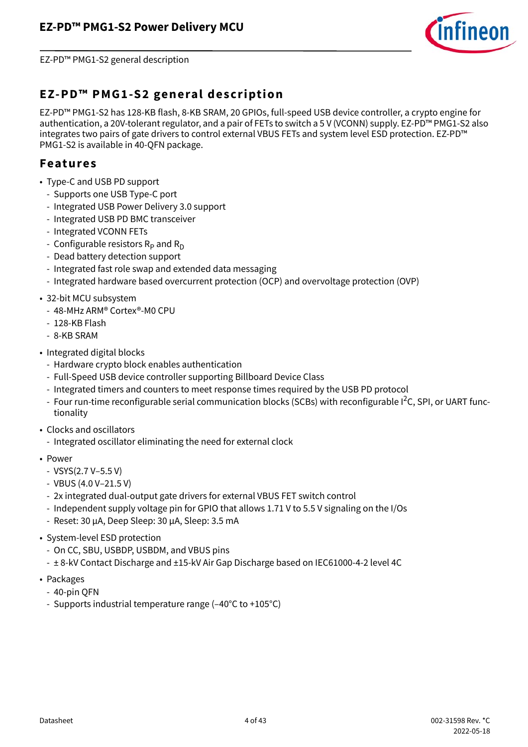# EZ-PD™ PMG1-S2 general description

EZ-PD™ PMG1-S2 has 128-KB flash, 8-KB SRAM, 20 GPIOs, full-speed USB device controller, a crypto engine for authentication, a 20V-tolerant regulator, and a pair of FETs to switch a 5 V (VCONN) supply. EZ-PD™ PMG1-S2 also integrates two pairs of gate drivers to control external VBUS FETs and system level ESD protection. EZ-PD™ PMG1-S2 is available in 40-QFN package.

## Features

- Type-C and USB PD support
  - Supports one USB Type-C port
  - Integrated USB Power Delivery 3.0 support
  - Integrated USB PD BMC transceiver
  - Integrated VCONN FETs
  - Configurable resistors $R_P$ and $R_D$
  - Dead battery detection support
  - Integrated fast role swap and extended data messaging
  - Integrated hardware based overcurrent protection (OCP) and overvoltage protection (OVP)
- 32-bit MCU subsystem
  - 48-MHz ARM® Cortex®-M0 CPU
  - 128-KB Flash
  - 8-KB SRAM
- Integrated digital blocks
  - Hardware crypto block enables authentication
  - Full-Speed USB device controller supporting Billboard Device Class
  - Integrated timers and counters to meet response times required by the USB PD protocol
  - Four run-time reconfigurable serial communication blocks (SCBs) with reconfigurable $I^2C$, SPI, or UART functionality
- Clocks and oscillators
  - Integrated oscillator eliminating the need for external clock
- Power
  - VSYS(2.7 V–5.5 V)
  - VBUS (4.0 V–21.5 V)
  - 2x integrated dual-output gate drivers for external VBUS FET switch control
  - Independent supply voltage pin for GPIO that allows 1.71 V to 5.5 V signaling on the I/Os
  - Reset: 30 µA, Deep Sleep: 30 µA, Sleep: 3.5 mA
- System-level ESD protection
  - On CC, SBU, USBDP, USBDM, and VBUS pins
  - ± 8-kV Contact Discharge and ±15-kV Air Gap Discharge based on IEC61000-4-2 level 4C
- Packages
  - 40-pin QFN
  - Supports industrial temperature range (–40°C to +105°C)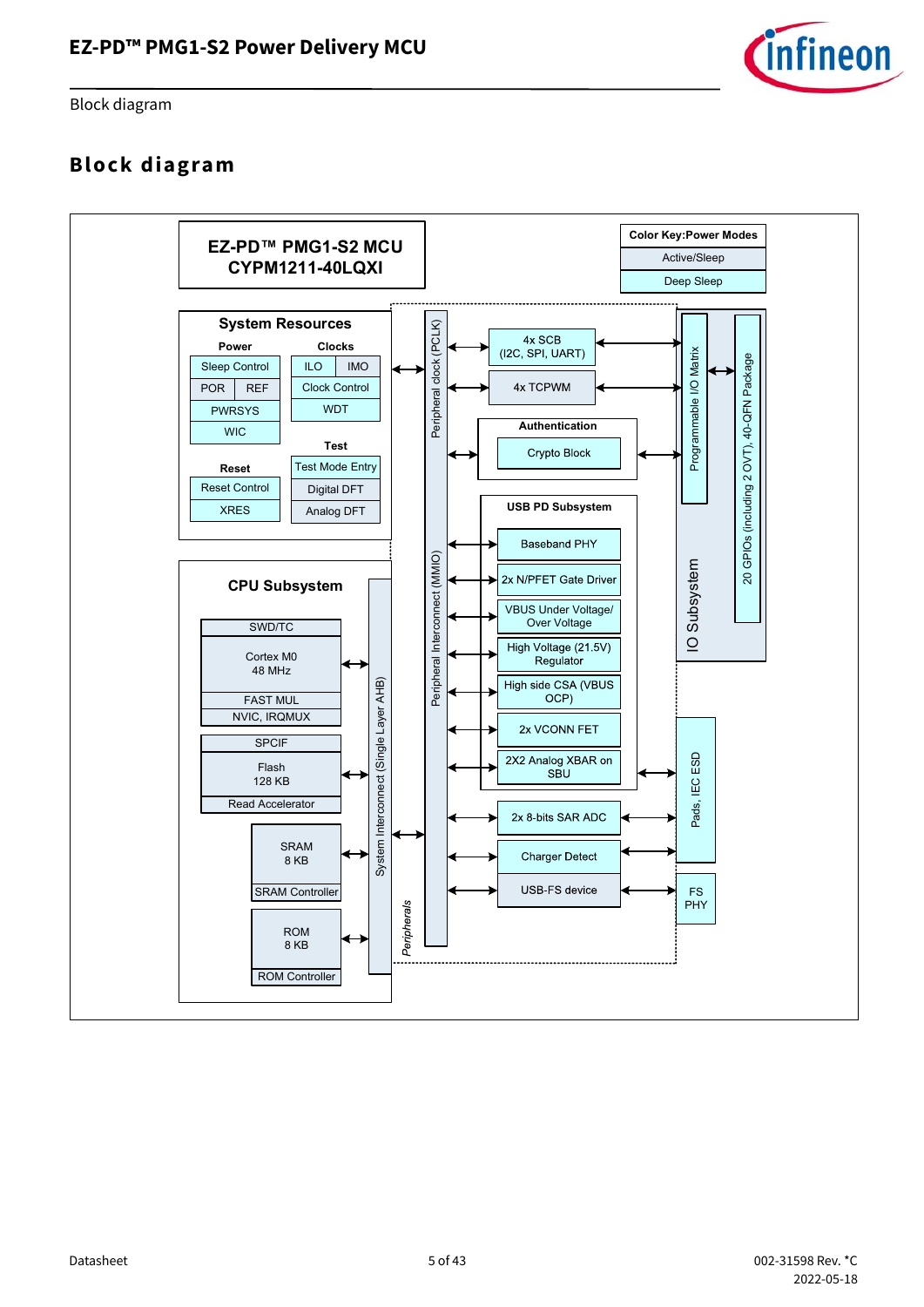# Block diagram

**EZ-PD™ PMG1-S2 MCU**
**CYPM1211-40LQXI**

**Color Key:Power Modes**
- Active/Sleep
- Deep Sleep

**System Resources**

- **Power**
  - Sleep Control
  - POR
  - REF
  - PWRSYS
  - WIC
- **Clocks**
  - ILO
  - IMO
  - Clock Control
  - WDT
- **Test**
  - Test Mode Entry
  - Digital DFT
  - Analog DFT
- **Reset**
  - Reset Control
  - XRES

**CPU Subsystem**

- SWD/TC
- Cortex M0 48 MHz
- FAST MUL
- NVIC, IRQMUX
- SPCIF
- Flash 128 KB
- Read Accelerator
- SRAM 8 KB
- SRAM Controller
- ROM 8 KB
- ROM Controller

System Interconnect (Single Layer AHB)

*Peripherals*

Peripheral clock (PCLK)

Peripheral Interconnect (MMIO)

- 4x SCB (I2C, SPI, UART)
- 4x TCPWM
- **Authentication**
  - Crypto Block
- **USB PD Subsystem**
  - Baseband PHY
  - 2x N/PFET Gate Driver
  - VBUS Under Voltage/ Over Voltage
  - High Voltage (21.5V) Regulator
  - High side CSA (VBUS OCP)
  - 2x VCONN FET
  - 2X2 Analog XBAR on SBU
- 2x 8-bits SAR ADC
- Charger Detect
- USB-FS device

**IO Subsystem**

- Programmable I/O Matrix
- 20 GPIOs (including 2 OVT), 40-QFN Package

Pads, IEC ESD

FS PHY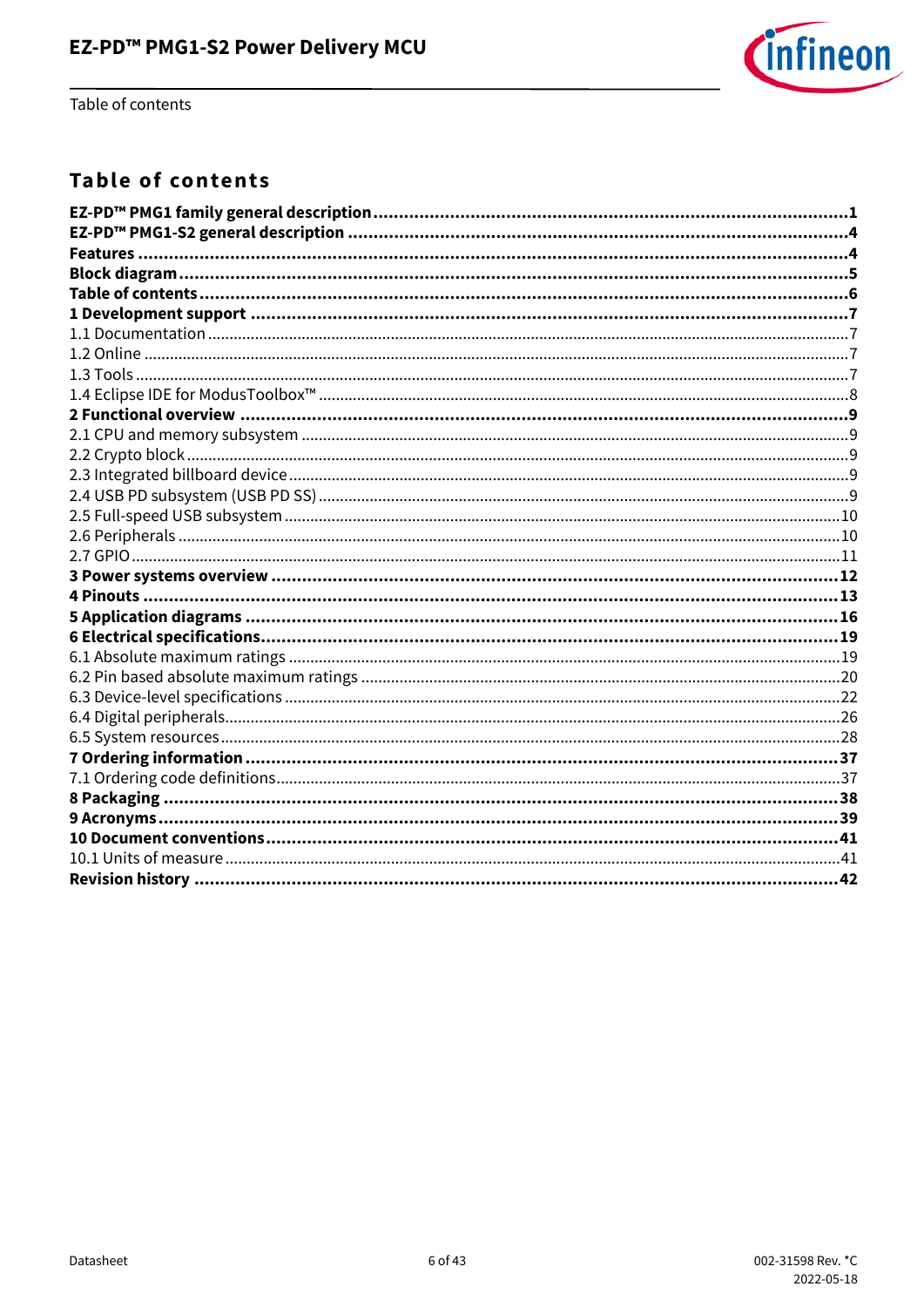# Table of contents

**EZ-PD™ PMG1 family general description .......................................................... 1**
**EZ-PD™ PMG1-S2 general description .......................................................... 4**
**Features .......................................................... 4**
**Block diagram .......................................................... 5**
**Table of contents .......................................................... 6**
**1 Development support .......................................................... 7**
1.1 Documentation .......................................................... 7
1.2 Online .......................................................... 7
1.3 Tools .......................................................... 7
1.4 Eclipse IDE for ModusToolbox™ .......................................................... 8
**2 Functional overview .......................................................... 9**
2.1 CPU and memory subsystem .......................................................... 9
2.2 Crypto block .......................................................... 9
2.3 Integrated billboard device .......................................................... 9
2.4 USB PD subsystem (USB PD SS) .......................................................... 9
2.5 Full-speed USB subsystem .......................................................... 10
2.6 Peripherals .......................................................... 10
2.7 GPIO .......................................................... 11
**3 Power systems overview .......................................................... 12**
**4 Pinouts .......................................................... 13**
**5 Application diagrams .......................................................... 16**
**6 Electrical specifications .......................................................... 19**
6.1 Absolute maximum ratings .......................................................... 19
6.2 Pin based absolute maximum ratings .......................................................... 20
6.3 Device-level specifications .......................................................... 22
6.4 Digital peripherals .......................................................... 26
6.5 System resources .......................................................... 28
**7 Ordering information .......................................................... 37**
7.1 Ordering code definitions .......................................................... 37
**8 Packaging .......................................................... 38**
**9 Acronyms .......................................................... 39**
**10 Document conventions .......................................................... 41**
10.1 Units of measure .......................................................... 41
**Revision history .......................................................... 42**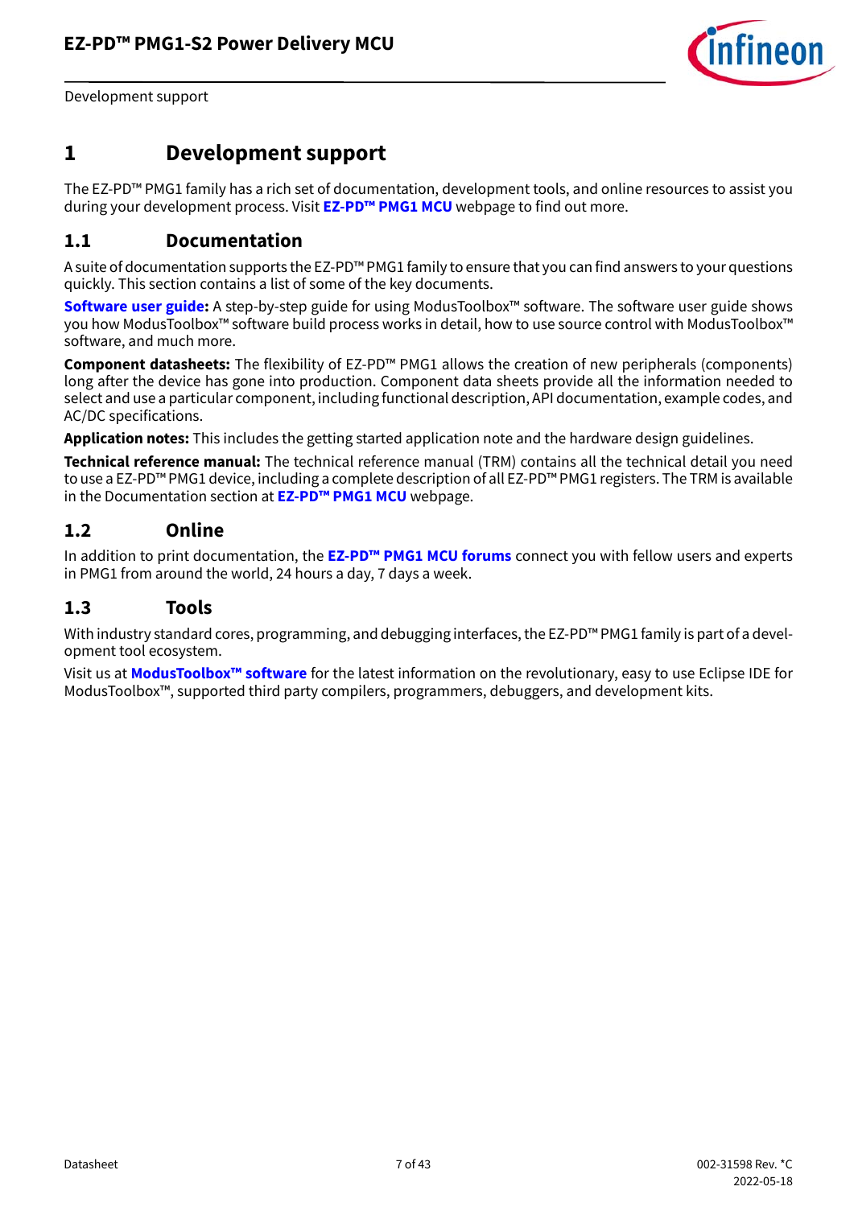# 1 Development support

The EZ-PD™ PMG1 family has a rich set of documentation, development tools, and online resources to assist you during your development process. Visit **EZ-PD™ PMG1 MCU** webpage to find out more.

## 1.1 Documentation

A suite of documentation supports the EZ-PD™ PMG1 family to ensure that you can find answers to your questions quickly. This section contains a list of some of the key documents.

**Software user guide:** A step-by-step guide for using ModusToolbox™ software. The software user guide shows you how ModusToolbox™ software build process works in detail, how to use source control with ModusToolbox™ software, and much more.

**Component datasheets:** The flexibility of EZ-PD™ PMG1 allows the creation of new peripherals (components) long after the device has gone into production. Component data sheets provide all the information needed to select and use a particular component, including functional description, API documentation, example codes, and AC/DC specifications.

**Application notes:** This includes the getting started application note and the hardware design guidelines.

**Technical reference manual:** The technical reference manual (TRM) contains all the technical detail you need to use a EZ-PD™ PMG1 device, including a complete description of all EZ-PD™ PMG1 registers. The TRM is available in the Documentation section at **EZ-PD™ PMG1 MCU** webpage.

## 1.2 Online

In addition to print documentation, the **EZ-PD™ PMG1 MCU forums** connect you with fellow users and experts in PMG1 from around the world, 24 hours a day, 7 days a week.

## 1.3 Tools

With industry standard cores, programming, and debugging interfaces, the EZ-PD™ PMG1 family is part of a development tool ecosystem.

Visit us at **ModusToolbox™ software** for the latest information on the revolutionary, easy to use Eclipse IDE for ModusToolbox™, supported third party compilers, programmers, debuggers, and development kits.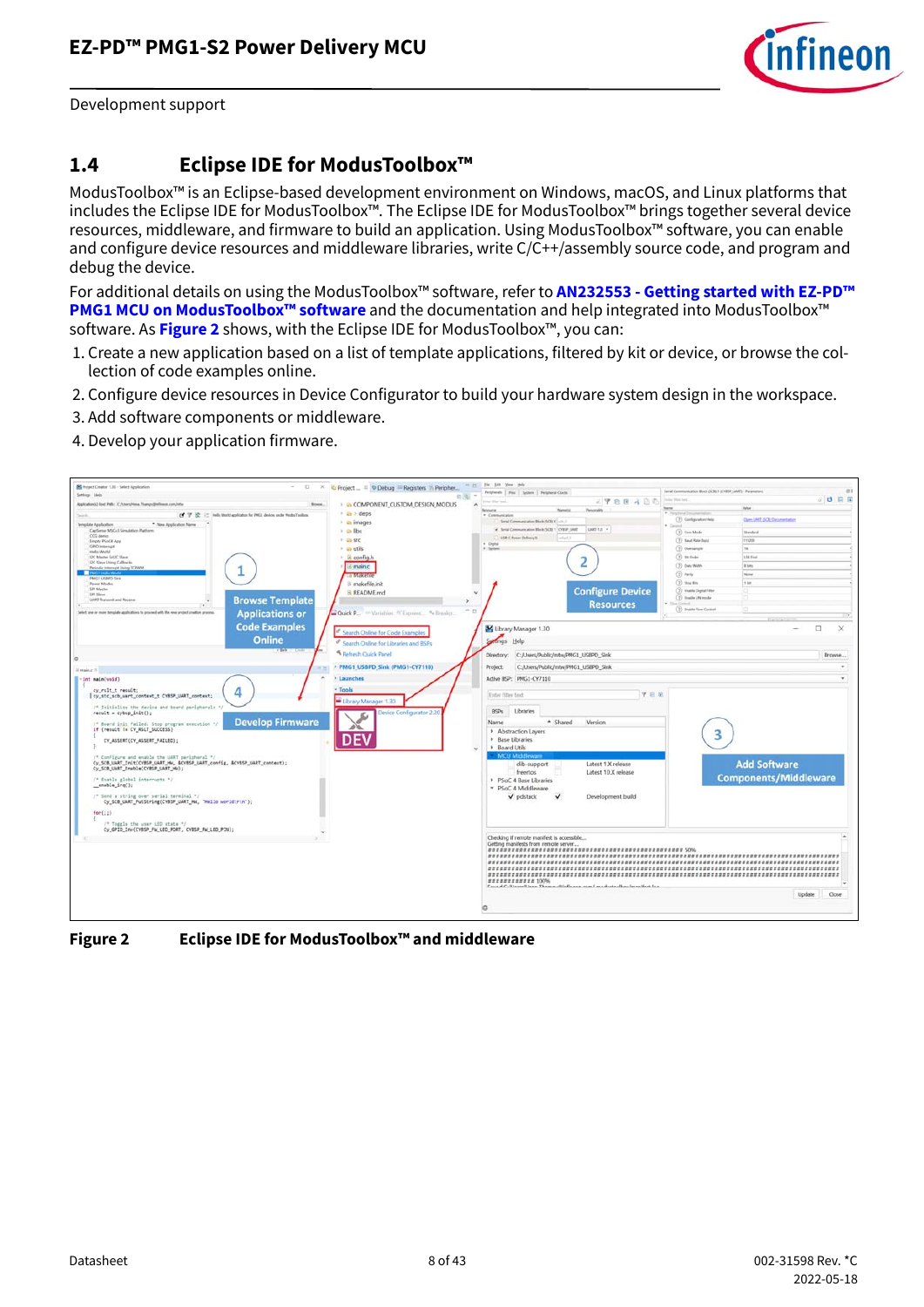## 1.4 Eclipse IDE for ModusToolbox™

ModusToolbox™ is an Eclipse-based development environment on Windows, macOS, and Linux platforms that includes the Eclipse IDE for ModusToolbox™. The Eclipse IDE for ModusToolbox™ brings together several device resources, middleware, and firmware to build an application. Using ModusToolbox™ software, you can enable and configure device resources and middleware libraries, write C/C++/assembly source code, and program and debug the device.

For additional details on using the ModusToolbox™ software, refer to **AN232553 - Getting started with EZ-PD™ PMG1 MCU on ModusToolbox™ software** and the documentation and help integrated into ModusToolbox™ software. As **Figure 2** shows, with the Eclipse IDE for ModusToolbox™, you can:

1. Create a new application based on a list of template applications, filtered by kit or device, or browse the collection of code examples online.
2. Configure device resources in Device Configurator to build your hardware system design in the workspace.
3. Add software components or middleware.
4. Develop your application firmware.

**Figure 2 Eclipse IDE for ModusToolbox™ and middleware**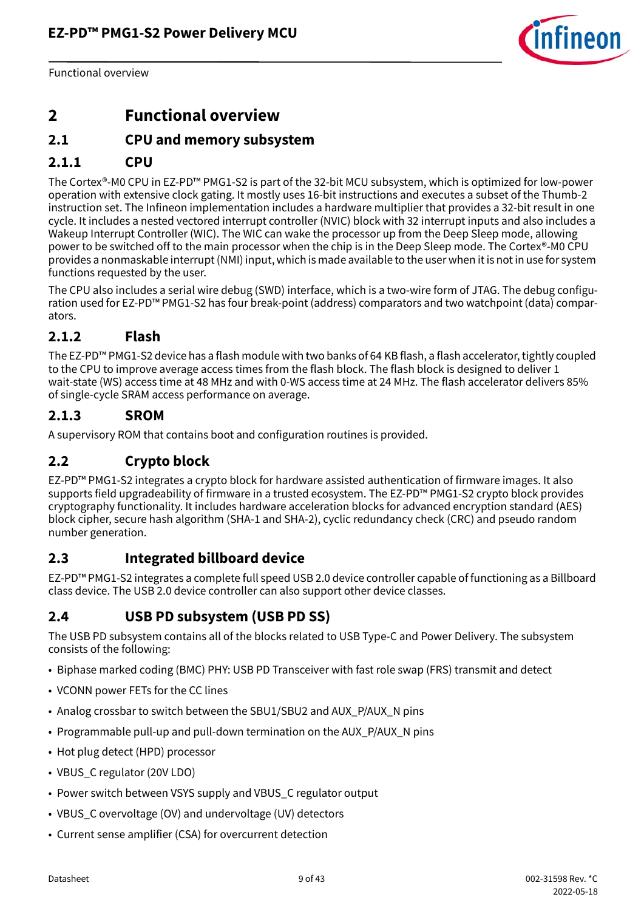# 2 Functional overview

## 2.1 CPU and memory subsystem

### 2.1.1 CPU

The Cortex®-M0 CPU in EZ-PD™ PMG1-S2 is part of the 32-bit MCU subsystem, which is optimized for low-power operation with extensive clock gating. It mostly uses 16-bit instructions and executes a subset of the Thumb-2 instruction set. The Infineon implementation includes a hardware multiplier that provides a 32-bit result in one cycle. It includes a nested vectored interrupt controller (NVIC) block with 32 interrupt inputs and also includes a Wakeup Interrupt Controller (WIC). The WIC can wake the processor up from the Deep Sleep mode, allowing power to be switched off to the main processor when the chip is in the Deep Sleep mode. The Cortex®-M0 CPU provides a nonmaskable interrupt (NMI) input, which is made available to the user when it is not in use for system functions requested by the user.

The CPU also includes a serial wire debug (SWD) interface, which is a two-wire form of JTAG. The debug configuration used for EZ-PD™ PMG1-S2 has four break-point (address) comparators and two watchpoint (data) comparators.

### 2.1.2 Flash

The EZ-PD™ PMG1-S2 device has a flash module with two banks of 64 KB flash, a flash accelerator, tightly coupled to the CPU to improve average access times from the flash block. The flash block is designed to deliver 1 wait-state (WS) access time at 48 MHz and with 0-WS access time at 24 MHz. The flash accelerator delivers 85% of single-cycle SRAM access performance on average.

### 2.1.3 SROM

A supervisory ROM that contains boot and configuration routines is provided.

## 2.2 Crypto block

EZ-PD™ PMG1-S2 integrates a crypto block for hardware assisted authentication of firmware images. It also supports field upgradeability of firmware in a trusted ecosystem. The EZ-PD™ PMG1-S2 crypto block provides cryptography functionality. It includes hardware acceleration blocks for advanced encryption standard (AES) block cipher, secure hash algorithm (SHA-1 and SHA-2), cyclic redundancy check (CRC) and pseudo random number generation.

## 2.3 Integrated billboard device

EZ-PD™ PMG1-S2 integrates a complete full speed USB 2.0 device controller capable of functioning as a Billboard class device. The USB 2.0 device controller can also support other device classes.

## 2.4 USB PD subsystem (USB PD SS)

The USB PD subsystem contains all of the blocks related to USB Type-C and Power Delivery. The subsystem consists of the following:

- Biphase marked coding (BMC) PHY: USB PD Transceiver with fast role swap (FRS) transmit and detect
- VCONN power FETs for the CC lines
- Analog crossbar to switch between the SBU1/SBU2 and AUX_P/AUX_N pins
- Programmable pull-up and pull-down termination on the AUX_P/AUX_N pins
- Hot plug detect (HPD) processor
- VBUS_C regulator (20V LDO)
- Power switch between VSYS supply and VBUS_C regulator output
- VBUS_C overvoltage (OV) and undervoltage (UV) detectors
- Current sense amplifier (CSA) for overcurrent detection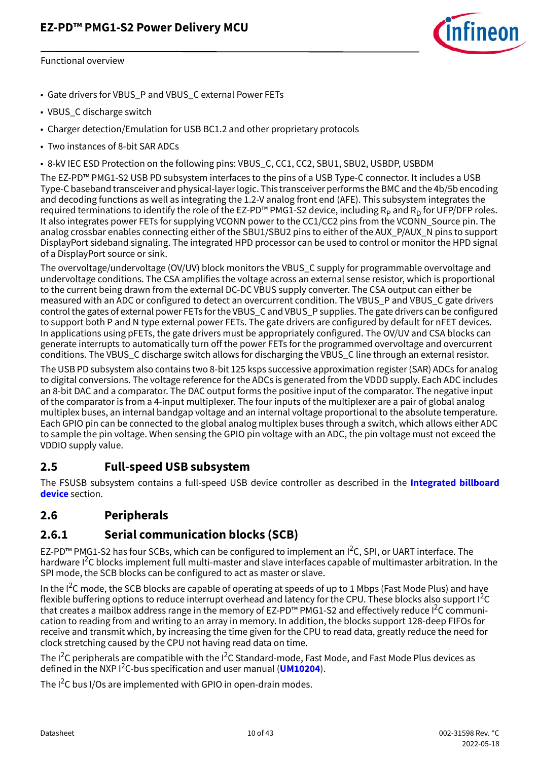- Gate drivers for VBUS_P and VBUS_C external Power FETs
- VBUS_C discharge switch
- Charger detection/Emulation for USB BC1.2 and other proprietary protocols
- Two instances of 8-bit SAR ADCs
- 8-kV IEC ESD Protection on the following pins: VBUS_C, CC1, CC2, SBU1, SBU2, USBDP, USBDM

The EZ-PD™ PMG1-S2 USB PD subsystem interfaces to the pins of a USB Type-C connector. It includes a USB Type-C baseband transceiver and physical-layer logic. This transceiver performs the BMC and the 4b/5b encoding and decoding functions as well as integrating the 1.2-V analog front end (AFE). This subsystem integrates the required terminations to identify the role of the EZ-PD™ PMG1-S2 device, including $R_P$ and $R_D$ for UFP/DFP roles. It also integrates power FETs for supplying VCONN power to the CC1/CC2 pins from the VCONN_Source pin. The analog crossbar enables connecting either of the SBU1/SBU2 pins to either of the AUX_P/AUX_N pins to support DisplayPort sideband signaling. The integrated HPD processor can be used to control or monitor the HPD signal of a DisplayPort source or sink.

The overvoltage/undervoltage (OV/UV) block monitors the VBUS_C supply for programmable overvoltage and undervoltage conditions. The CSA amplifies the voltage across an external sense resistor, which is proportional to the current being drawn from the external DC-DC VBUS supply converter. The CSA output can either be measured with an ADC or configured to detect an overcurrent condition. The VBUS_P and VBUS_C gate drivers control the gates of external power FETs for the VBUS_C and VBUS_P supplies. The gate drivers can be configured to support both P and N type external power FETs. The gate drivers are configured by default for nFET devices. In applications using pFETs, the gate drivers must be appropriately configured. The OV/UV and CSA blocks can generate interrupts to automatically turn off the power FETs for the programmed overvoltage and overcurrent conditions. The VBUS_C discharge switch allows for discharging the VBUS_C line through an external resistor.

The USB PD subsystem also contains two 8-bit 125 ksps successive approximation register (SAR) ADCs for analog to digital conversions. The voltage reference for the ADCs is generated from the VDDD supply. Each ADC includes an 8-bit DAC and a comparator. The DAC output forms the positive input of the comparator. The negative input of the comparator is from a 4-input multiplexer. The four inputs of the multiplexer are a pair of global analog multiplex buses, an internal bandgap voltage and an internal voltage proportional to the absolute temperature. Each GPIO pin can be connected to the global analog multiplex buses through a switch, which allows either ADC to sample the pin voltage. When sensing the GPIO pin voltage with an ADC, the pin voltage must not exceed the VDDIO supply value.

## 2.5 Full-speed USB subsystem

The FSUSB subsystem contains a full-speed USB device controller as described in the **Integrated billboard device** section.

## 2.6 Peripherals

### 2.6.1 Serial communication blocks (SCB)

EZ-PD™ PMG1-S2 has four SCBs, which can be configured to implement an $I^2C$, SPI, or UART interface. The hardware $I^2C$ blocks implement full multi-master and slave interfaces capable of multimaster arbitration. In the SPI mode, the SCB blocks can be configured to act as master or slave.

In the $I^2C$ mode, the SCB blocks are capable of operating at speeds of up to 1 Mbps (Fast Mode Plus) and have flexible buffering options to reduce interrupt overhead and latency for the CPU. These blocks also support $I^2C$ that creates a mailbox address range in the memory of EZ-PD™ PMG1-S2 and effectively reduce $I^2C$ communication to reading from and writing to an array in memory. In addition, the blocks support 128-deep FIFOs for receive and transmit which, by increasing the time given for the CPU to read data, greatly reduce the need for clock stretching caused by the CPU not having read data on time.

The $I^2C$ peripherals are compatible with the $I^2C$ Standard-mode, Fast Mode, and Fast Mode Plus devices as defined in the NXP $I^2C$-bus specification and user manual (**UM10204**).

The $I^2C$ bus I/Os are implemented with GPIO in open-drain modes.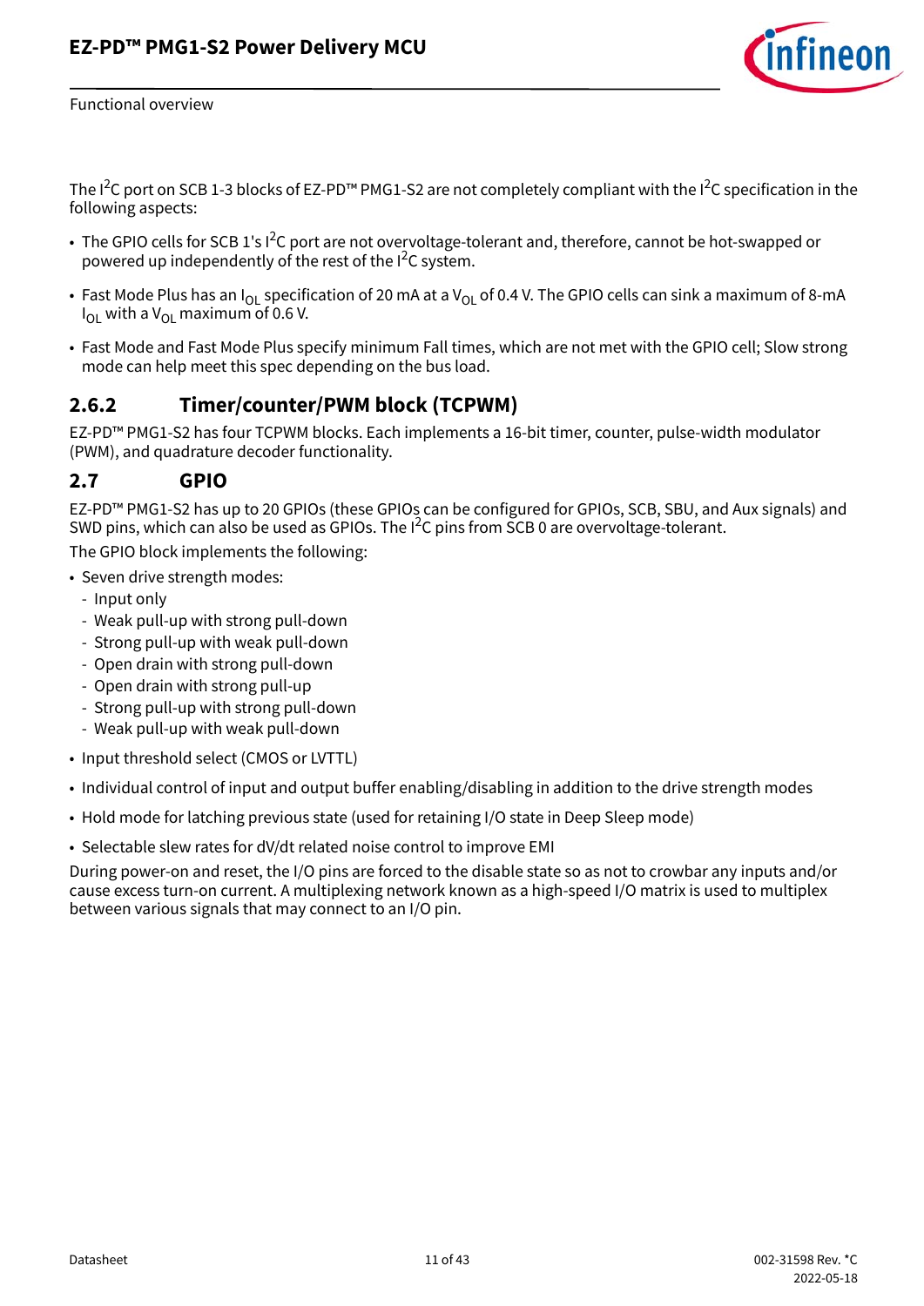The $I^2C$ port on SCB 1-3 blocks of EZ-PD™ PMG1-S2 are not completely compliant with the $I^2C$ specification in the following aspects:

- The GPIO cells for SCB 1's $I^2C$ port are not overvoltage-tolerant and, therefore, cannot be hot-swapped or powered up independently of the rest of the $I^2C$ system.
- Fast Mode Plus has an $I_{OL}$ specification of 20 mA at a $V_{OL}$ of 0.4 V. The GPIO cells can sink a maximum of 8-mA $I_{OL}$ with a $V_{OL}$ maximum of 0.6 V.
- Fast Mode and Fast Mode Plus specify minimum Fall times, which are not met with the GPIO cell; Slow strong mode can help meet this spec depending on the bus load.

### 2.6.2 Timer/counter/PWM block (TCPWM)

EZ-PD™ PMG1-S2 has four TCPWM blocks. Each implements a 16-bit timer, counter, pulse-width modulator (PWM), and quadrature decoder functionality.

## 2.7 GPIO

EZ-PD™ PMG1-S2 has up to 20 GPIOs (these GPIOs can be configured for GPIOs, SCB, SBU, and Aux signals) and SWD pins, which can also be used as GPIOs. The $I^2C$ pins from SCB 0 are overvoltage-tolerant.

The GPIO block implements the following:

- Seven drive strength modes:
  - Input only
  - Weak pull-up with strong pull-down
  - Strong pull-up with weak pull-down
  - Open drain with strong pull-down
  - Open drain with strong pull-up
  - Strong pull-up with strong pull-down
  - Weak pull-up with weak pull-down
- Input threshold select (CMOS or LVTTL)
- Individual control of input and output buffer enabling/disabling in addition to the drive strength modes
- Hold mode for latching previous state (used for retaining I/O state in Deep Sleep mode)
- Selectable slew rates for dV/dt related noise control to improve EMI

During power-on and reset, the I/O pins are forced to the disable state so as not to crowbar any inputs and/or cause excess turn-on current. A multiplexing network known as a high-speed I/O matrix is used to multiplex between various signals that may connect to an I/O pin.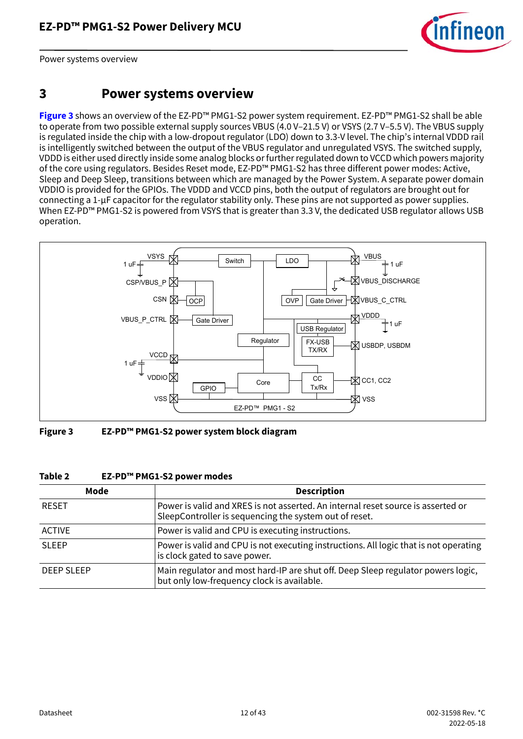# 3 Power systems overview

**Figure 3** shows an overview of the EZ-PD™ PMG1-S2 power system requirement. EZ-PD™ PMG1-S2 shall be able to operate from two possible external supply sources VBUS (4.0 V–21.5 V) or VSYS (2.7 V–5.5 V). The VBUS supply is regulated inside the chip with a low-dropout regulator (LDO) down to 3.3-V level. The chip's internal VDDD rail is intelligently switched between the output of the VBUS regulator and unregulated VSYS. The switched supply, VDDD is either used directly inside some analog blocks or further regulated down to VCCD which powers majority of the core using regulators. Besides Reset mode, EZ-PD™ PMG1-S2 has three different power modes: Active, Sleep and Deep Sleep, transitions between which are managed by the Power System. A separate power domain VDDIO is provided for the GPIOs. The VDDD and VCCD pins, both the output of regulators are brought out for connecting a 1-µF capacitor for the regulator stability only. These pins are not supported as power supplies. When EZ-PD™ PMG1-S2 is powered from VSYS that is greater than 3.3 V, the dedicated USB regulator allows USB operation.

**Figure 3 EZ-PD™ PMG1-S2 power system block diagram**

**Table 2 EZ-PD™ PMG1-S2 power modes**

| Mode | Description |
|---|---|
| RESET | Power is valid and XRES is not asserted. An internal reset source is asserted or SleepController is sequencing the system out of reset. |
| ACTIVE | Power is valid and CPU is executing instructions. |
| SLEEP | Power is valid and CPU is not executing instructions. All logic that is not operating is clock gated to save power. |
| DEEP SLEEP | Main regulator and most hard-IP are shut off. Deep Sleep regulator powers logic, but only low-frequency clock is available. |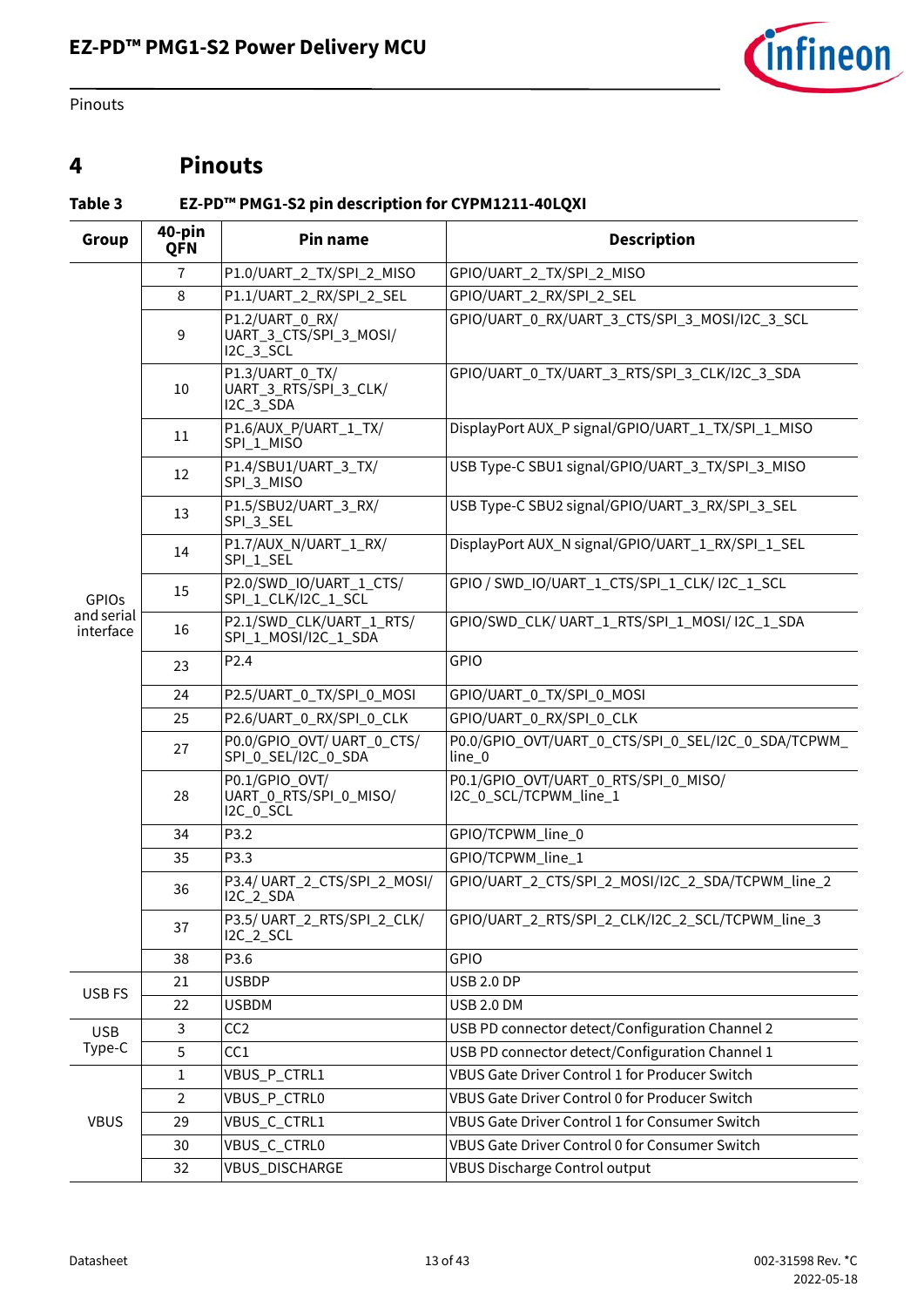# 4 Pinouts

**Table 3 EZ-PD™ PMG1-S2 pin description for CYPM1211-40LQXI**

| Group | 40-pin QFN | Pin name | Description |
|---|---|---|---|
| GPIOs and serial interface | 7 | P1.0/UART_2_TX/SPI_2_MISO | GPIO/UART_2_TX/SPI_2_MISO |
| | 8 | P1.1/UART_2_RX/SPI_2_SEL | GPIO/UART_2_RX/SPI_2_SEL |
| | 9 | P1.2/UART_0_RX/ UART_3_CTS/SPI_3_MOSI/ I2C_3_SCL | GPIO/UART_0_RX/UART_3_CTS/SPI_3_MOSI/I2C_3_SCL |
| | 10 | P1.3/UART_0_TX/ UART_3_RTS/SPI_3_CLK/ I2C_3_SDA | GPIO/UART_0_TX/UART_3_RTS/SPI_3_CLK/I2C_3_SDA |
| | 11 | P1.6/AUX_P/UART_1_TX/ SPI_1_MISO | DisplayPort AUX_P signal/GPIO/UART_1_TX/SPI_1_MISO |
| | 12 | P1.4/SBU1/UART_3_TX/ SPI_3_MISO | USB Type-C SBU1 signal/GPIO/UART_3_TX/SPI_3_MISO |
| | 13 | P1.5/SBU2/UART_3_RX/ SPI_3_SEL | USB Type-C SBU2 signal/GPIO/UART_3_RX/SPI_3_SEL |
| | 14 | P1.7/AUX_N/UART_1_RX/ SPI_1_SEL | DisplayPort AUX_N signal/GPIO/UART_1_RX/SPI_1_SEL |
| | 15 | P2.0/SWD_IO/UART_1_CTS/ SPI_1_CLK/I2C_1_SCL | GPIO / SWD_IO/UART_1_CTS/SPI_1_CLK/ I2C_1_SCL |
| | 16 | P2.1/SWD_CLK/UART_1_RTS/ SPI_1_MOSI/I2C_1_SDA | GPIO/SWD_CLK/ UART_1_RTS/SPI_1_MOSI/ I2C_1_SDA |
| | 23 | P2.4 | GPIO |
| | 24 | P2.5/UART_0_TX/SPI_0_MOSI | GPIO/UART_0_TX/SPI_0_MOSI |
| | 25 | P2.6/UART_0_RX/SPI_0_CLK | GPIO/UART_0_RX/SPI_0_CLK |
| | 27 | P0.0/GPIO_OVT/ UART_0_CTS/ SPI_0_SEL/I2C_0_SDA | P0.0/GPIO_OVT/UART_0_CTS/SPI_0_SEL/I2C_0_SDA/TCPWM_ line_0 |
| | 28 | P0.1/GPIO_OVT/ UART_0_RTS/SPI_0_MISO/ I2C_0_SCL | P0.1/GPIO_OVT/UART_0_RTS/SPI_0_MISO/ I2C_0_SCL/TCPWM_line_1 |
| | 34 | P3.2 | GPIO/TCPWM_line_0 |
| | 35 | P3.3 | GPIO/TCPWM_line_1 |
| | 36 | P3.4/ UART_2_CTS/SPI_2_MOSI/ I2C_2_SDA | GPIO/UART_2_CTS/SPI_2_MOSI/I2C_2_SDA/TCPWM_line_2 |
| | 37 | P3.5/ UART_2_RTS/SPI_2_CLK/ I2C_2_SCL | GPIO/UART_2_RTS/SPI_2_CLK/I2C_2_SCL/TCPWM_line_3 |
| | 38 | P3.6 | GPIO |
| USB FS | 21 | USBDP | USB 2.0 DP |
| | 22 | USBDM | USB 2.0 DM |
| USB Type-C | 3 | CC2 | USB PD connector detect/Configuration Channel 2 |
| | 5 | CC1 | USB PD connector detect/Configuration Channel 1 |
| VBUS | 1 | VBUS_P_CTRL1 | VBUS Gate Driver Control 1 for Producer Switch |
| | 2 | VBUS_P_CTRL0 | VBUS Gate Driver Control 0 for Producer Switch |
| | 29 | VBUS_C_CTRL1 | VBUS Gate Driver Control 1 for Consumer Switch |
| | 30 | VBUS_C_CTRL0 | VBUS Gate Driver Control 0 for Consumer Switch |
| | 32 | VBUS_DISCHARGE | VBUS Discharge Control output |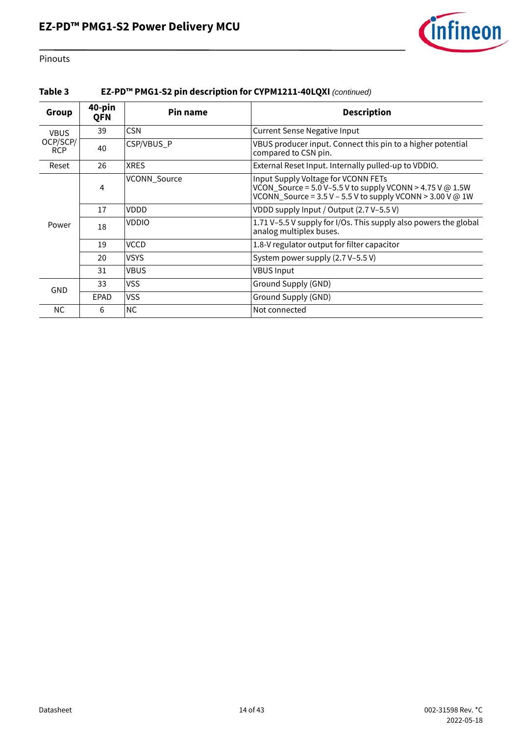Pinouts

**Table 3 EZ-PD™ PMG1-S2 pin description for CYPM1211-40LQXI** *(continued)*

| Group | 40-pin QFN | Pin name | Description |
|---|---|---|---|
| VBUS OCP/SCP/RCP | 39 | CSN | Current Sense Negative Input |
| | 40 | CSP/VBUS_P | VBUS producer input. Connect this pin to a higher potential compared to CSN pin. |
| Reset | 26 | XRES | External Reset Input. Internally pulled-up to VDDIO. |
| Power | 4 | VCONN_Source | Input Supply Voltage for VCONN FETs<br>VCON_Source = 5.0 V–5.5 V to supply VCONN > 4.75 V @ 1.5W<br>VCONN_Source = 3.5 V – 5.5 V to supply VCONN > 3.00 V @ 1W |
| | 17 | VDDD | VDDD supply Input / Output (2.7 V–5.5 V) |
| | 18 | VDDIO | 1.71 V–5.5 V supply for I/Os. This supply also powers the global analog multiplex buses. |
| | 19 | VCCD | 1.8-V regulator output for filter capacitor |
| | 20 | VSYS | System power supply (2.7 V–5.5 V) |
| | 31 | VBUS | VBUS Input |
| GND | 33 | VSS | Ground Supply (GND) |
| | EPAD | VSS | Ground Supply (GND) |
| NC | 6 | NC | Not connected |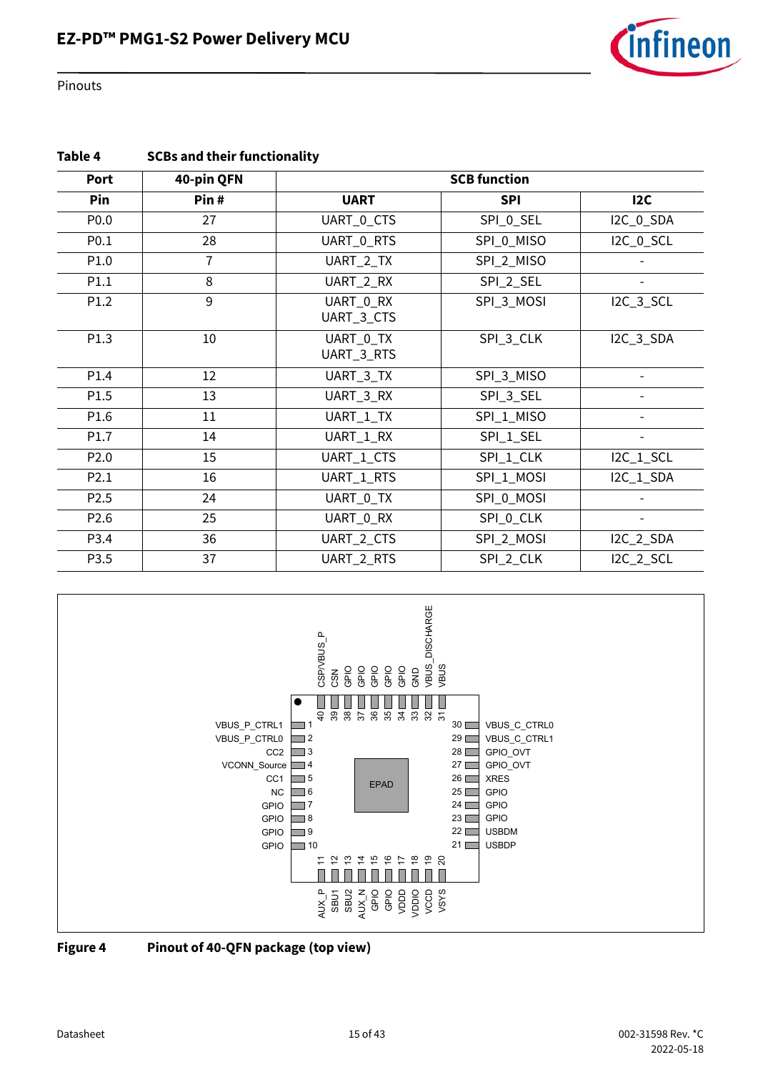**Table 4 SCBs and their functionality**

| Port | 40-pin QFN | SCB function | | |
|---|---|---|---|---|
| Pin | Pin # | UART | SPI | I2C |
| P0.0 | 27 | UART_0_CTS | SPI_0_SEL | I2C_0_SDA |
| P0.1 | 28 | UART_0_RTS | SPI_0_MISO | I2C_0_SCL |
| P1.0 | 7 | UART_2_TX | SPI_2_MISO | - |
| P1.1 | 8 | UART_2_RX | SPI_2_SEL | - |
| P1.2 | 9 | UART_0_RX<br>UART_3_CTS | SPI_3_MOSI | I2C_3_SCL |
| P1.3 | 10 | UART_0_TX<br>UART_3_RTS | SPI_3_CLK | I2C_3_SDA |
| P1.4 | 12 | UART_3_TX | SPI_3_MISO | - |
| P1.5 | 13 | UART_3_RX | SPI_3_SEL | - |
| P1.6 | 11 | UART_1_TX | SPI_1_MISO | - |
| P1.7 | 14 | UART_1_RX | SPI_1_SEL | - |
| P2.0 | 15 | UART_1_CTS | SPI_1_CLK | I2C_1_SCL |
| P2.1 | 16 | UART_1_RTS | SPI_1_MOSI | I2C_1_SDA |
| P2.5 | 24 | UART_0_TX | SPI_0_MOSI | - |
| P2.6 | 25 | UART_0_RX | SPI_0_CLK | - |
| P3.4 | 36 | UART_2_CTS | SPI_2_MOSI | I2C_2_SDA |
| P3.5 | 37 | UART_2_RTS | SPI_2_CLK | I2C_2_SCL |

| Pin | Name | Pin | Name |
|---|---|---|---|
| 1 | VBUS_P_CTRL1 | 21 | USBDP |
| 2 | VBUS_P_CTRL0 | 22 | USBDM |
| 3 | CC2 | 23 | GPIO |
| 4 | VCONN_Source | 24 | GPIO |
| 5 | CC1 | 25 | GPIO |
| 6 | NC | 26 | XRES |
| 7 | GPIO | 27 | GPIO_OVT |
| 8 | GPIO | 28 | GPIO_OVT |
| 9 | GPIO | 29 | VBUS_C_CTRL1 |
| 10 | GPIO | 30 | VBUS_C_CTRL0 |
| 11 | AUX_P | 31 | VBUS |
| 12 | SBU1 | 32 | VBUS_DISCHARGE |
| 13 | SBU2 | 33 | GND |
| 14 | AUX_N | 34 | GPIO |
| 15 | GPIO | 35 | GPIO |
| 16 | GPIO | 36 | GPIO |
| 17 | VDDD | 37 | GPIO |
| 18 | VDDIO | 38 | GPIO |
| 19 | VCCD | 39 | CSN |
| 20 | VSYS | 40 | CSP/VBUS_P |
| EPAD | EPAD | | |

**Figure 4 Pinout of 40-QFN package (top view)**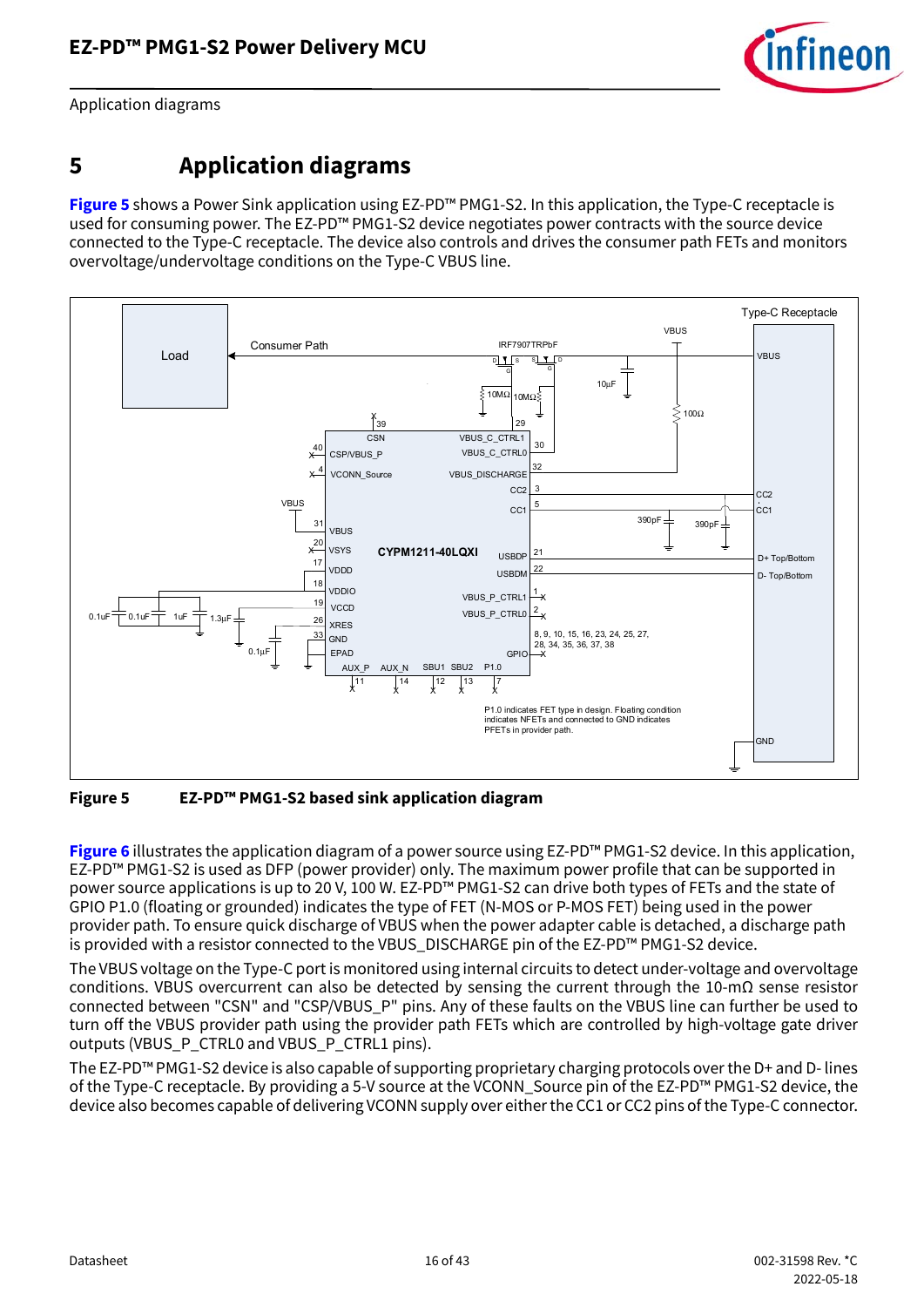# 5 Application diagrams

**Figure 5** shows a Power Sink application using EZ-PD™ PMG1-S2. In this application, the Type-C receptacle is used for consuming power. The EZ-PD™ PMG1-S2 device negotiates power contracts with the source device connected to the Type-C receptacle. The device also controls and drives the consumer path FETs and monitors overvoltage/undervoltage conditions on the Type-C VBUS line.

**Figure 5 EZ-PD™ PMG1-S2 based sink application diagram**

**Figure 6** illustrates the application diagram of a power source using EZ-PD™ PMG1-S2 device. In this application, EZ-PD™ PMG1-S2 is used as DFP (power provider) only. The maximum power profile that can be supported in power source applications is up to 20 V, 100 W. EZ-PD™ PMG1-S2 can drive both types of FETs and the state of GPIO P1.0 (floating or grounded) indicates the type of FET (N-MOS or P-MOS FET) being used in the power provider path. To ensure quick discharge of VBUS when the power adapter cable is detached, a discharge path is provided with a resistor connected to the VBUS_DISCHARGE pin of the EZ-PD™ PMG1-S2 device.

The VBUS voltage on the Type-C port is monitored using internal circuits to detect under-voltage and overvoltage conditions. VBUS overcurrent can also be detected by sensing the current through the 10-mΩ sense resistor connected between "CSN" and "CSP/VBUS_P" pins. Any of these faults on the VBUS line can further be used to turn off the VBUS provider path using the provider path FETs which are controlled by high-voltage gate driver outputs (VBUS_P_CTRL0 and VBUS_P_CTRL1 pins).

The EZ-PD™ PMG1-S2 device is also capable of supporting proprietary charging protocols over the D+ and D- lines of the Type-C receptacle. By providing a 5-V source at the VCONN_Source pin of the EZ-PD™ PMG1-S2 device, the device also becomes capable of delivering VCONN supply over either the CC1 or CC2 pins of the Type-C connector.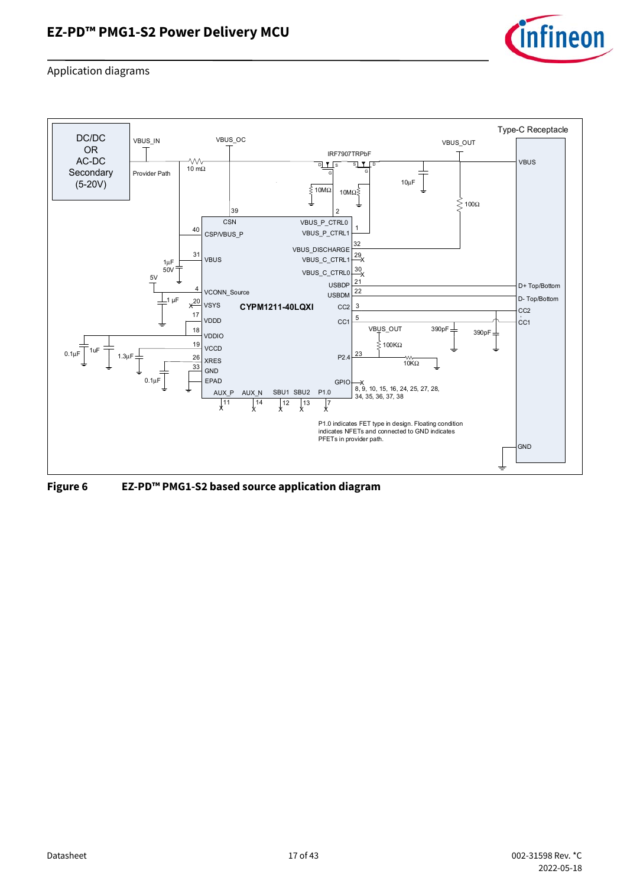## Application diagrams

DC/DC OR AC-DC Secondary (5-20V)

VBUS_IN | Provider Path | 10 mΩ | VBUS_OC | IRF7907TRPbF | 10MΩ | 10MΩ | VBUS_OUT | 10µF | 100Ω | Type-C Receptacle

CYPM1211-40LQXI

P1.0 indicates FET type in design. Floating condition indicates NFETs and connected to GND indicates PFETs in provider path.

**Figure 6** EZ-PD™ PMG1-S2 based source application diagram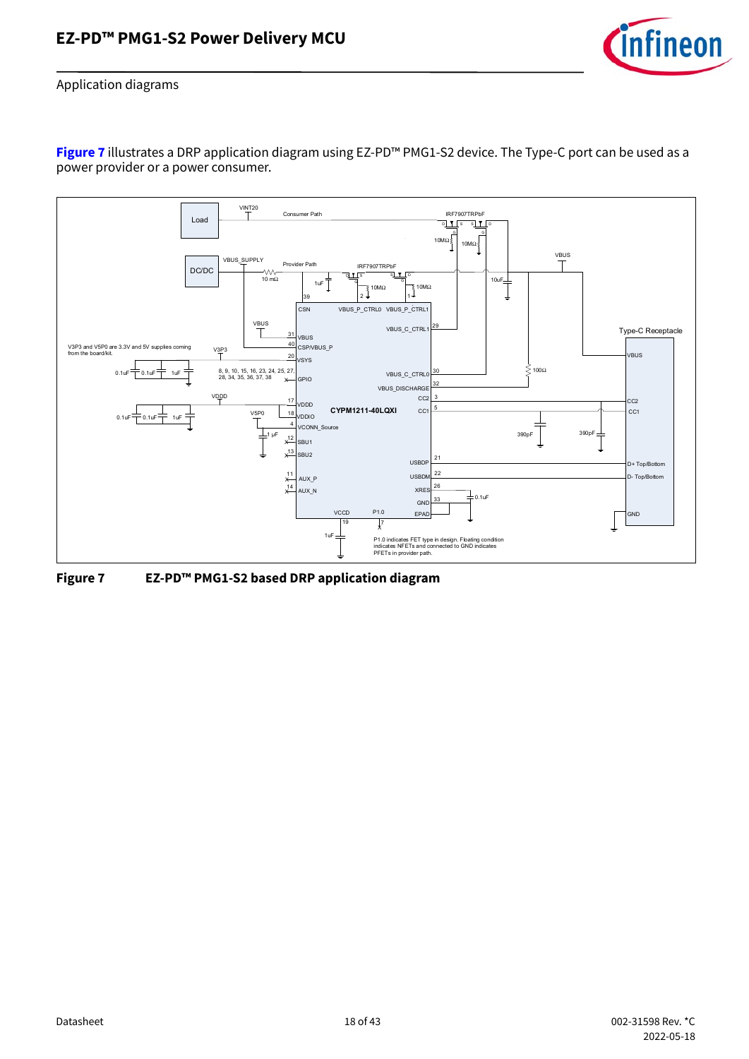## Application diagrams

**Figure 7** illustrates a DRP application diagram using EZ-PD™ PMG1-S2 device. The Type-C port can be used as a power provider or a power consumer.

**Figure 7 EZ-PD™ PMG1-S2 based DRP application diagram**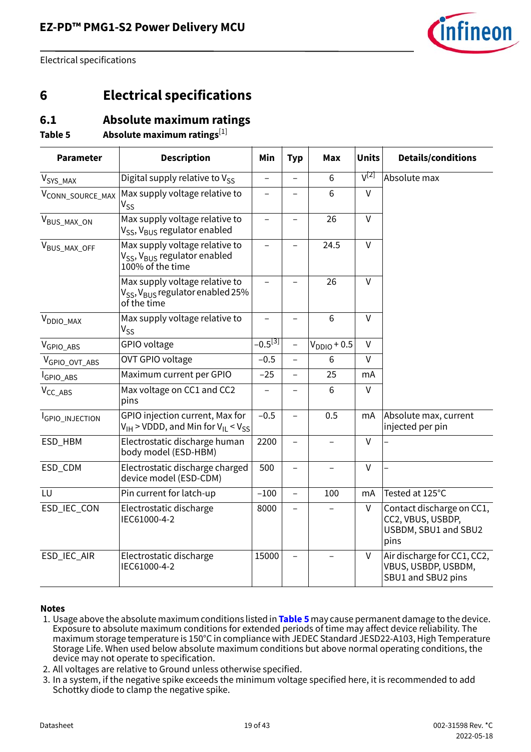# 6 Electrical specifications

## 6.1 Absolute maximum ratings

**Table 5 Absolute maximum ratings**[1]

| Parameter | Description | Min | Typ | Max | Units | Details/conditions |
|---|---|---|---|---|---|---|
| $V_{SYS\_MAX}$ | Digital supply relative to $V_{SS}$ | – | – | 6 | V[2] | Absolute max |
| $V_{CONN\_SOURCE\_MAX}$ | Max supply voltage relative to $V_{SS}$ | – | – | 6 | V | |
| $V_{BUS\_MAX\_ON}$ | Max supply voltage relative to $V_{SS}$, $V_{BUS}$ regulator enabled | – | – | 26 | V | |
| $V_{BUS\_MAX\_OFF}$ | Max supply voltage relative to $V_{SS}$, $V_{BUS}$ regulator enabled 100% of the time | – | – | 24.5 | V | |
| | Max supply voltage relative to $V_{SS}$, $V_{BUS}$ regulator enabled 25% of the time | – | – | 26 | V | |
| $V_{DDIO\_MAX}$ | Max supply voltage relative to $V_{SS}$ | – | – | 6 | V | |
| $V_{GPIO\_ABS}$ | GPIO voltage | –0.5[3] | – | $V_{DDIO}$ + 0.5 | V | |
| $V_{GPIO\_OVT\_ABS}$ | OVT GPIO voltage | –0.5 | – | 6 | V | |
| $I_{GPIO\_ABS}$ | Maximum current per GPIO | –25 | – | 25 | mA | |
| $V_{CC\_ABS}$ | Max voltage on CC1 and CC2 pins | – | – | 6 | V | |
| $I_{GPIO\_INJECTION}$ | GPIO injection current, Max for $V_{IH}$ > VDDD, and Min for $V_{IL}$ < $V_{SS}$ | –0.5 | – | 0.5 | mA | Absolute max, current injected per pin |
| ESD_HBM | Electrostatic discharge human body model (ESD-HBM) | 2200 | – | – | V | – |
| ESD_CDM | Electrostatic discharge charged device model (ESD-CDM) | 500 | – | – | V | – |
| LU | Pin current for latch-up | –100 | – | 100 | mA | Tested at 125°C |
| ESD_IEC_CON | Electrostatic discharge IEC61000-4-2 | 8000 | – | – | V | Contact discharge on CC1, CC2, VBUS, USBDP, USBDM, SBU1 and SBU2 pins |
| ESD_IEC_AIR | Electrostatic discharge IEC61000-4-2 | 15000 | – | – | V | Air discharge for CC1, CC2, VBUS, USBDP, USBDM, SBU1 and SBU2 pins |

**Notes**

1. Usage above the absolute maximum conditions listed in **Table 5** may cause permanent damage to the device. Exposure to absolute maximum conditions for extended periods of time may affect device reliability. The maximum storage temperature is 150°C in compliance with JEDEC Standard JESD22-A103, High Temperature Storage Life. When used below absolute maximum conditions but above normal operating conditions, the device may not operate to specification.
2. All voltages are relative to Ground unless otherwise specified.
3. In a system, if the negative spike exceeds the minimum voltage specified here, it is recommended to add Schottky diode to clamp the negative spike.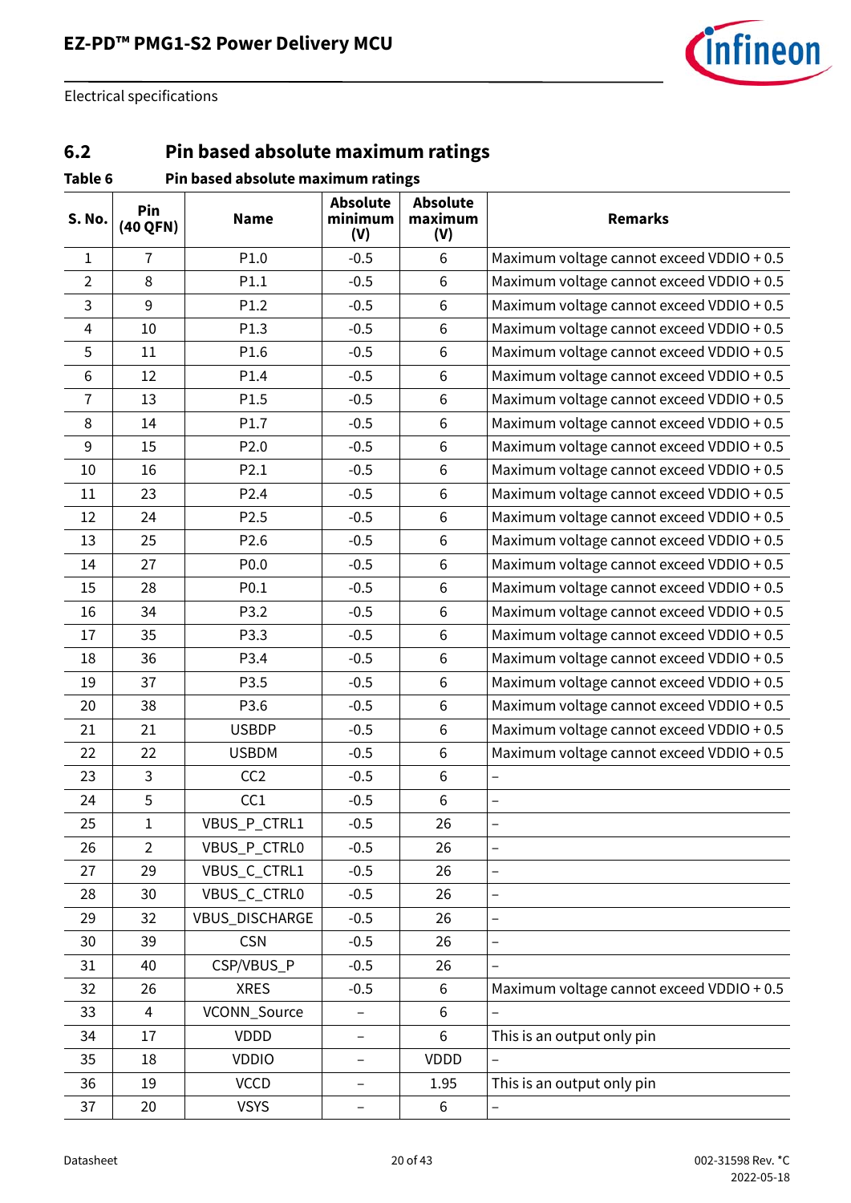## 6.2 Pin based absolute maximum ratings

**Table 6 Pin based absolute maximum ratings**

| S. No. | Pin (40 QFN) | Name | Absolute minimum (V) | Absolute maximum (V) | Remarks |
|---|---|---|---|---|---|
| 1 | 7 | P1.0 | -0.5 | 6 | Maximum voltage cannot exceed VDDIO + 0.5 |
| 2 | 8 | P1.1 | -0.5 | 6 | Maximum voltage cannot exceed VDDIO + 0.5 |
| 3 | 9 | P1.2 | -0.5 | 6 | Maximum voltage cannot exceed VDDIO + 0.5 |
| 4 | 10 | P1.3 | -0.5 | 6 | Maximum voltage cannot exceed VDDIO + 0.5 |
| 5 | 11 | P1.6 | -0.5 | 6 | Maximum voltage cannot exceed VDDIO + 0.5 |
| 6 | 12 | P1.4 | -0.5 | 6 | Maximum voltage cannot exceed VDDIO + 0.5 |
| 7 | 13 | P1.5 | -0.5 | 6 | Maximum voltage cannot exceed VDDIO + 0.5 |
| 8 | 14 | P1.7 | -0.5 | 6 | Maximum voltage cannot exceed VDDIO + 0.5 |
| 9 | 15 | P2.0 | -0.5 | 6 | Maximum voltage cannot exceed VDDIO + 0.5 |
| 10 | 16 | P2.1 | -0.5 | 6 | Maximum voltage cannot exceed VDDIO + 0.5 |
| 11 | 23 | P2.4 | -0.5 | 6 | Maximum voltage cannot exceed VDDIO + 0.5 |
| 12 | 24 | P2.5 | -0.5 | 6 | Maximum voltage cannot exceed VDDIO + 0.5 |
| 13 | 25 | P2.6 | -0.5 | 6 | Maximum voltage cannot exceed VDDIO + 0.5 |
| 14 | 27 | P0.0 | -0.5 | 6 | Maximum voltage cannot exceed VDDIO + 0.5 |
| 15 | 28 | P0.1 | -0.5 | 6 | Maximum voltage cannot exceed VDDIO + 0.5 |
| 16 | 34 | P3.2 | -0.5 | 6 | Maximum voltage cannot exceed VDDIO + 0.5 |
| 17 | 35 | P3.3 | -0.5 | 6 | Maximum voltage cannot exceed VDDIO + 0.5 |
| 18 | 36 | P3.4 | -0.5 | 6 | Maximum voltage cannot exceed VDDIO + 0.5 |
| 19 | 37 | P3.5 | -0.5 | 6 | Maximum voltage cannot exceed VDDIO + 0.5 |
| 20 | 38 | P3.6 | -0.5 | 6 | Maximum voltage cannot exceed VDDIO + 0.5 |
| 21 | 21 | USBDP | -0.5 | 6 | Maximum voltage cannot exceed VDDIO + 0.5 |
| 22 | 22 | USBDM | -0.5 | 6 | Maximum voltage cannot exceed VDDIO + 0.5 |
| 23 | 3 | CC2 | -0.5 | 6 | – |
| 24 | 5 | CC1 | -0.5 | 6 | – |
| 25 | 1 | VBUS_P_CTRL1 | -0.5 | 26 | – |
| 26 | 2 | VBUS_P_CTRL0 | -0.5 | 26 | – |
| 27 | 29 | VBUS_C_CTRL1 | -0.5 | 26 | – |
| 28 | 30 | VBUS_C_CTRL0 | -0.5 | 26 | – |
| 29 | 32 | VBUS_DISCHARGE | -0.5 | 26 | – |
| 30 | 39 | CSN | -0.5 | 26 | – |
| 31 | 40 | CSP/VBUS_P | -0.5 | 26 | – |
| 32 | 26 | XRES | -0.5 | 6 | Maximum voltage cannot exceed VDDIO + 0.5 |
| 33 | 4 | VCONN_Source | – | 6 | – |
| 34 | 17 | VDDD | – | 6 | This is an output only pin |
| 35 | 18 | VDDIO | – | VDDD | – |
| 36 | 19 | VCCD | – | 1.95 | This is an output only pin |
| 37 | 20 | VSYS | – | 6 | – |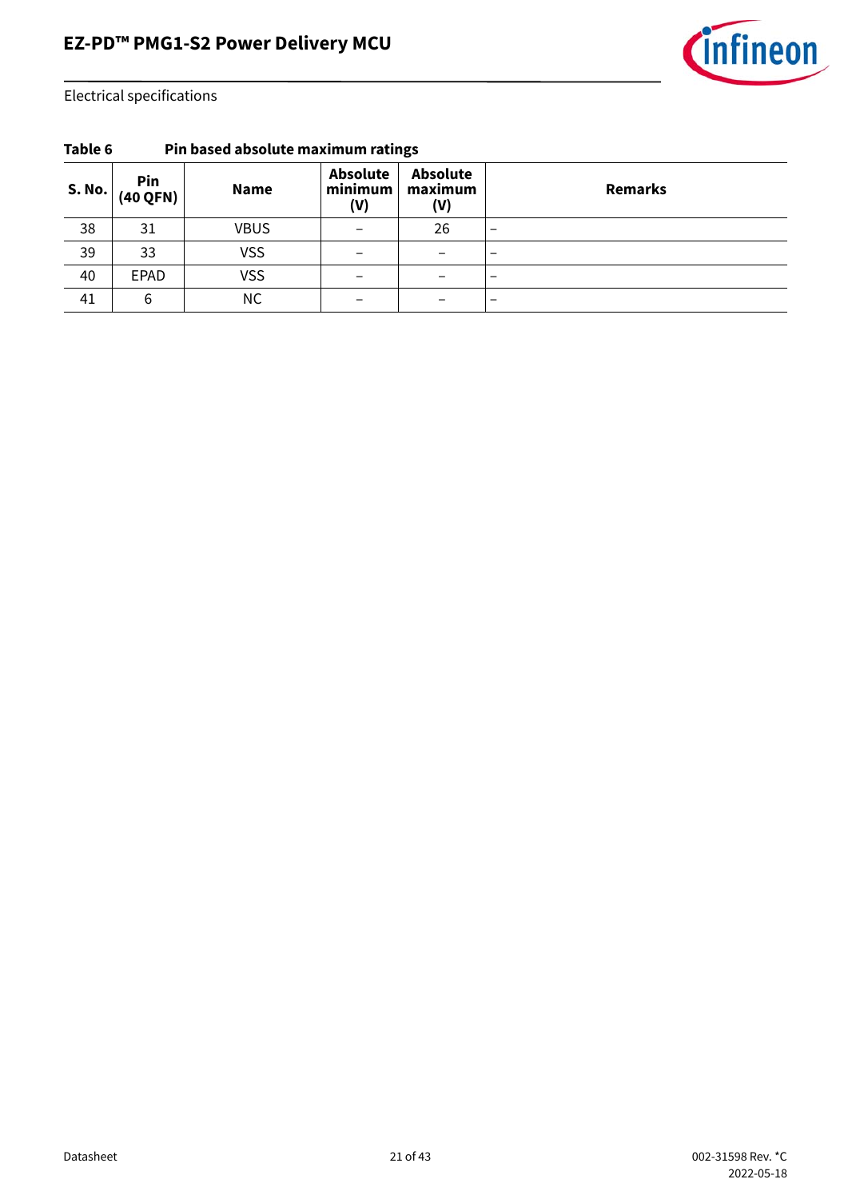**Table 6 Pin based absolute maximum ratings**

| S. No. | Pin (40 QFN) | Name | Absolute minimum (V) | Absolute maximum (V) | Remarks |
|---|---|---|---|---|---|
| 38 | 31 | VBUS | – | 26 | – |
| 39 | 33 | VSS | – | – | – |
| 40 | EPAD | VSS | – | – | – |
| 41 | 6 | NC | – | – | – |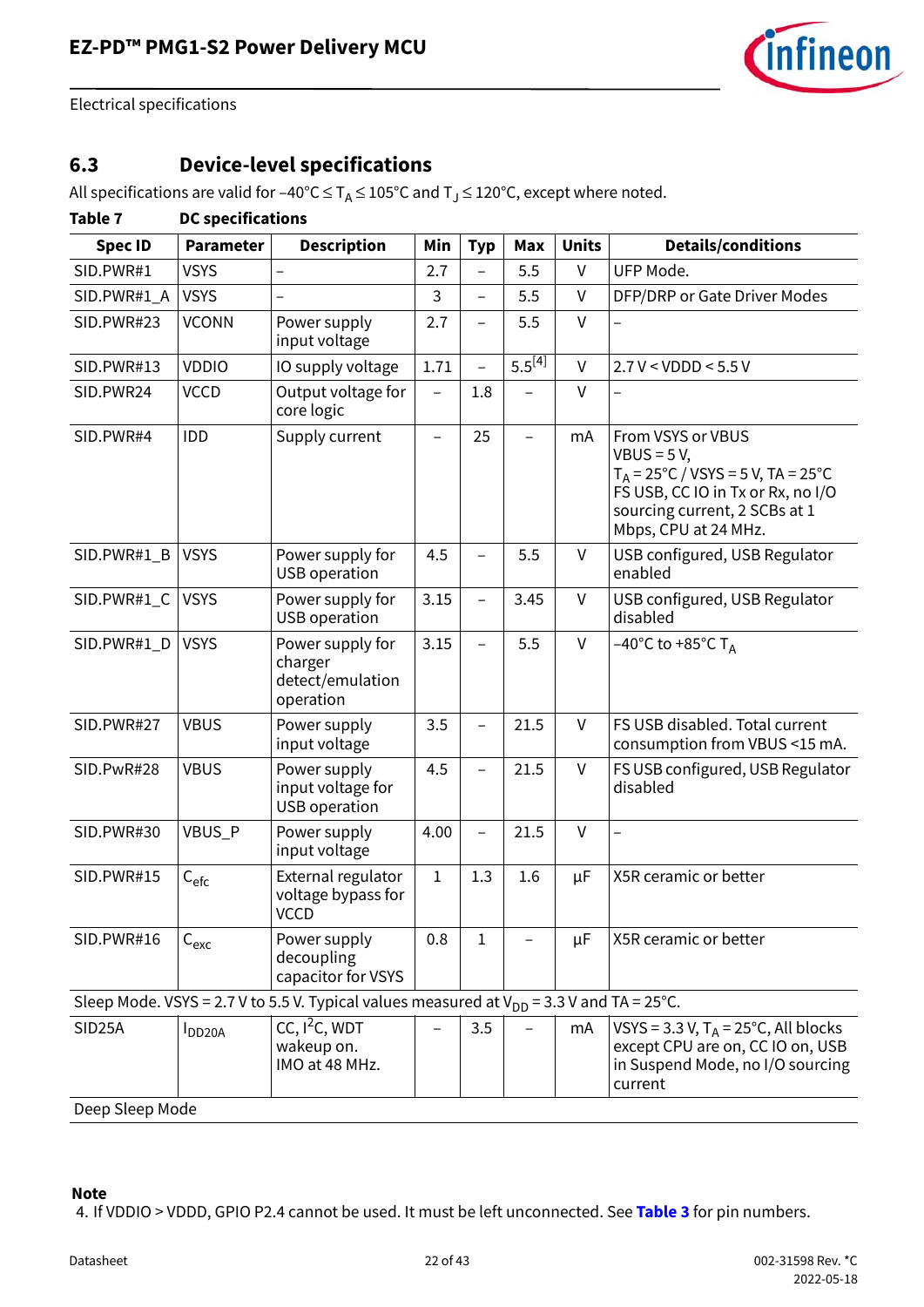Electrical specifications

## 6.3 Device-level specifications

All specifications are valid for –40°C ≤ $T_A$ ≤ 105°C and $T_J$ ≤ 120°C, except where noted.

**Table 7 DC specifications**

| Spec ID | Parameter | Description | Min | Typ | Max | Units | Details/conditions |
|---|---|---|---|---|---|---|---|
| SID.PWR#1 | VSYS | – | 2.7 | – | 5.5 | V | UFP Mode. |
| SID.PWR#1_A | VSYS | – | 3 | – | 5.5 | V | DFP/DRP or Gate Driver Modes |
| SID.PWR#23 | VCONN | Power supply input voltage | 2.7 | – | 5.5 | V | – |
| SID.PWR#13 | VDDIO | IO supply voltage | 1.71 | – | 5.5[4] | V | 2.7 V < VDDD < 5.5 V |
| SID.PWR24 | VCCD | Output voltage for core logic | – | 1.8 | – | V | – |
| SID.PWR#4 | IDD | Supply current | – | 25 | – | mA | From VSYS or VBUS VBUS = 5 V, $T_A$ = 25°C / VSYS = 5 V, TA = 25°C FS USB, CC IO in Tx or Rx, no I/O sourcing current, 2 SCBs at 1 Mbps, CPU at 24 MHz. |
| SID.PWR#1_B | VSYS | Power supply for USB operation | 4.5 | – | 5.5 | V | USB configured, USB Regulator enabled |
| SID.PWR#1_C | VSYS | Power supply for USB operation | 3.15 | – | 3.45 | V | USB configured, USB Regulator disabled |
| SID.PWR#1_D | VSYS | Power supply for charger detect/emulation operation | 3.15 | – | 5.5 | V | –40°C to +85°C $T_A$ |
| SID.PWR#27 | VBUS | Power supply input voltage | 3.5 | – | 21.5 | V | FS USB disabled. Total current consumption from VBUS <15 mA. |
| SID.PwR#28 | VBUS | Power supply input voltage for USB operation | 4.5 | – | 21.5 | V | FS USB configured, USB Regulator disabled |
| SID.PWR#30 | VBUS_P | Power supply input voltage | 4.00 | – | 21.5 | V | – |
| SID.PWR#15 | $C_{efc}$ | External regulator voltage bypass for VCCD | 1 | 1.3 | 1.6 | µF | X5R ceramic or better |
| SID.PWR#16 | $C_{exc}$ | Power supply decoupling capacitor for VSYS | 0.8 | 1 | – | µF | X5R ceramic or better |
| Sleep Mode. VSYS = 2.7 V to 5.5 V. Typical values measured at $V_{DD}$ = 3.3 V and TA = 25°C. | | | | | | | |
| SID25A | $I_{DD20A}$ | CC, $I^2C$, WDT wakeup on. IMO at 48 MHz. | – | 3.5 | – | mA | VSYS = 3.3 V, $T_A$ = 25°C, All blocks except CPU are on, CC IO on, USB in Suspend Mode, no I/O sourcing current |
| Deep Sleep Mode | | | | | | | |

**Note**

4. If VDDIO > VDDD, GPIO P2.4 cannot be used. It must be left unconnected. See **Table 3** for pin numbers.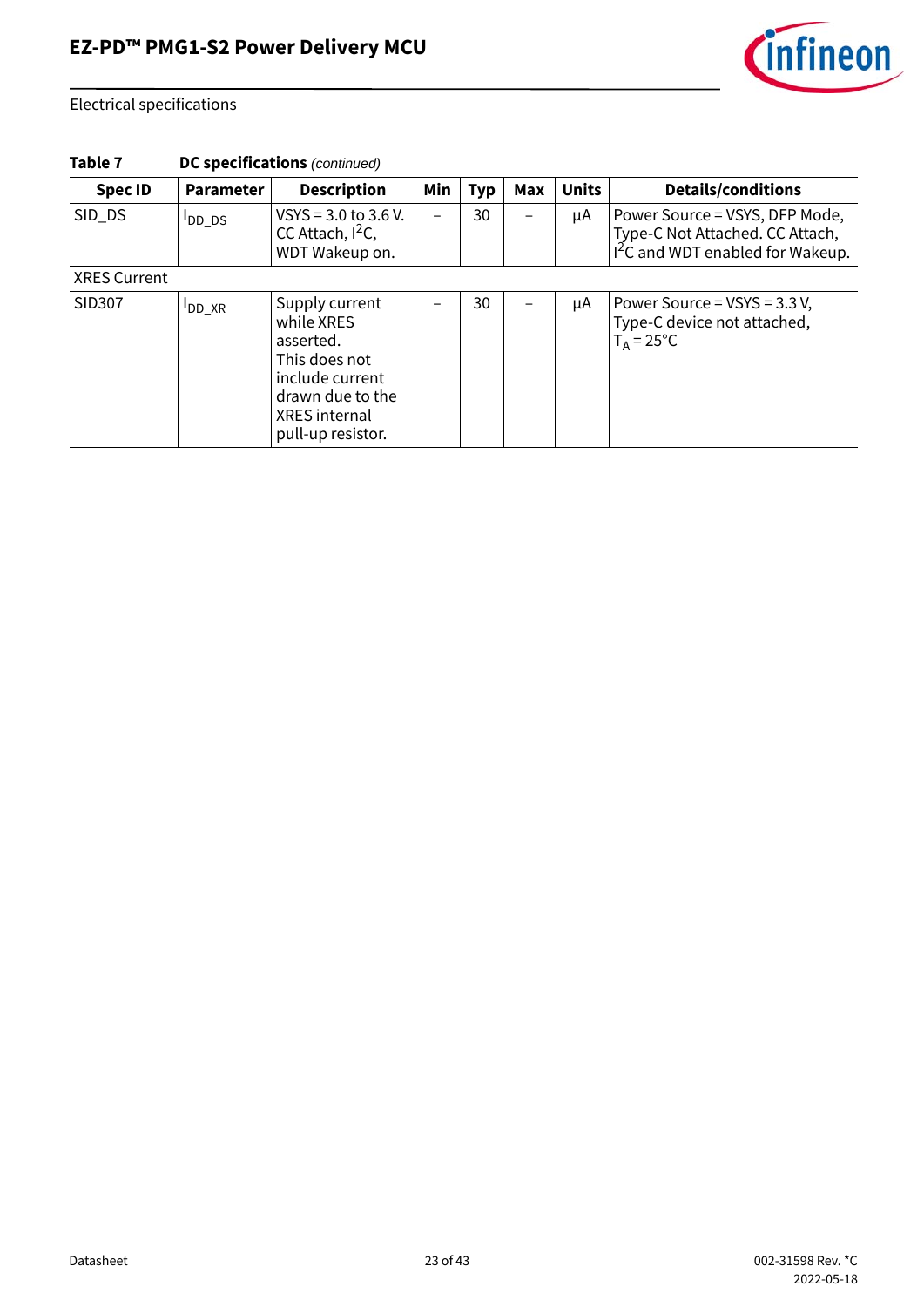Electrical specifications

**Table 7** **DC specifications** *(continued)*

| Spec ID | Parameter | Description | Min | Typ | Max | Units | Details/conditions |
|---|---|---|---|---|---|---|---|
| SID_DS | $I_{DD\_DS}$ | VSYS = 3.0 to 3.6 V. CC Attach, $I^2C$, WDT Wakeup on. | – | 30 | – | µA | Power Source = VSYS, DFP Mode, Type-C Not Attached. CC Attach, $I^2C$ and WDT enabled for Wakeup. |
| XRES Current | | | | | | | |
| SID307 | $I_{DD\_XR}$ | Supply current while XRES asserted. This does not include current drawn due to the XRES internal pull-up resistor. | – | 30 | – | µA | Power Source = VSYS = 3.3 V, Type-C device not attached, $T_A$ = 25°C |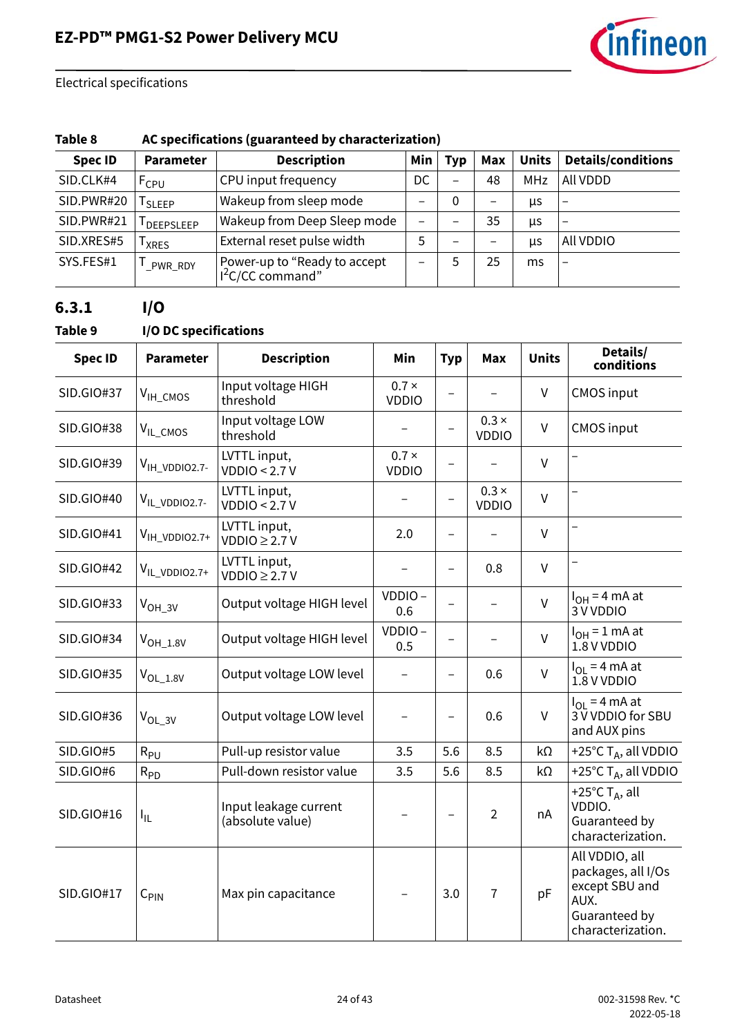Electrical specifications

**Table 8 AC specifications (guaranteed by characterization)**

| Spec ID | Parameter | Description | Min | Typ | Max | Units | Details/conditions |
|---|---|---|---|---|---|---|---|
| SID.CLK#4 | $F_{CPU}$ | CPU input frequency | DC | – | 48 | MHz | All VDDD |
| SID.PWR#20 | $T_{SLEEP}$ | Wakeup from sleep mode | – | 0 | – | µs | – |
| SID.PWR#21 | $T_{DEEPSLEEP}$ | Wakeup from Deep Sleep mode | – | – | 35 | µs | – |
| SID.XRES#5 | $T_{XRES}$ | External reset pulse width | 5 | – | – | µs | All VDDIO |
| SYS.FES#1 | $T_{\_PWR\_RDY}$ | Power-up to “Ready to accept I²C/CC command” | – | 5 | 25 | ms | – |

## 6.3.1 I/O

**Table 9 I/O DC specifications**

| Spec ID | Parameter | Description | Min | Typ | Max | Units | Details/ conditions |
|---|---|---|---|---|---|---|---|
| SID.GIO#37 | $V_{IH\_CMOS}$ | Input voltage HIGH threshold | 0.7 × VDDIO | – | – | V | CMOS input |
| SID.GIO#38 | $V_{IL\_CMOS}$ | Input voltage LOW threshold | – | – | 0.3 × VDDIO | V | CMOS input |
| SID.GIO#39 | $V_{IH\_VDDIO2.7-}$ | LVTTL input, VDDIO < 2.7 V | 0.7 × VDDIO | – | – | V | – |
| SID.GIO#40 | $V_{IL\_VDDIO2.7-}$ | LVTTL input, VDDIO < 2.7 V | – | – | 0.3 × VDDIO | V | – |
| SID.GIO#41 | $V_{IH\_VDDIO2.7+}$ | LVTTL input, VDDIO ≥ 2.7 V | 2.0 | – | – | V | – |
| SID.GIO#42 | $V_{IL\_VDDIO2.7+}$ | LVTTL input, VDDIO ≥ 2.7 V | – | – | 0.8 | V | – |
| SID.GIO#33 | $V_{OH\_3V}$ | Output voltage HIGH level | VDDIO – 0.6 | – | – | V | $I_{OH}$ = 4 mA at 3 V VDDIO |
| SID.GIO#34 | $V_{OH\_1.8V}$ | Output voltage HIGH level | VDDIO – 0.5 | – | – | V | $I_{OH}$ = 1 mA at 1.8 V VDDIO |
| SID.GIO#35 | $V_{OL\_1.8V}$ | Output voltage LOW level | – | – | 0.6 | V | $I_{OL}$ = 4 mA at 1.8 V VDDIO |
| SID.GIO#36 | $V_{OL\_3V}$ | Output voltage LOW level | – | – | 0.6 | V | $I_{OL}$ = 4 mA at 3 V VDDIO for SBU and AUX pins |
| SID.GIO#5 | $R_{PU}$ | Pull-up resistor value | 3.5 | 5.6 | 8.5 | kΩ | +25°C $T_A$, all VDDIO |
| SID.GIO#6 | $R_{PD}$ | Pull-down resistor value | 3.5 | 5.6 | 8.5 | kΩ | +25°C $T_A$, all VDDIO |
| SID.GIO#16 | $I_{IL}$ | Input leakage current (absolute value) | – | – | 2 | nA | +25°C $T_A$, all VDDIO. Guaranteed by characterization. |
| SID.GIO#17 | $C_{PIN}$ | Max pin capacitance | – | 3.0 | 7 | pF | All VDDIO, all packages, all I/Os except SBU and AUX. Guaranteed by characterization. |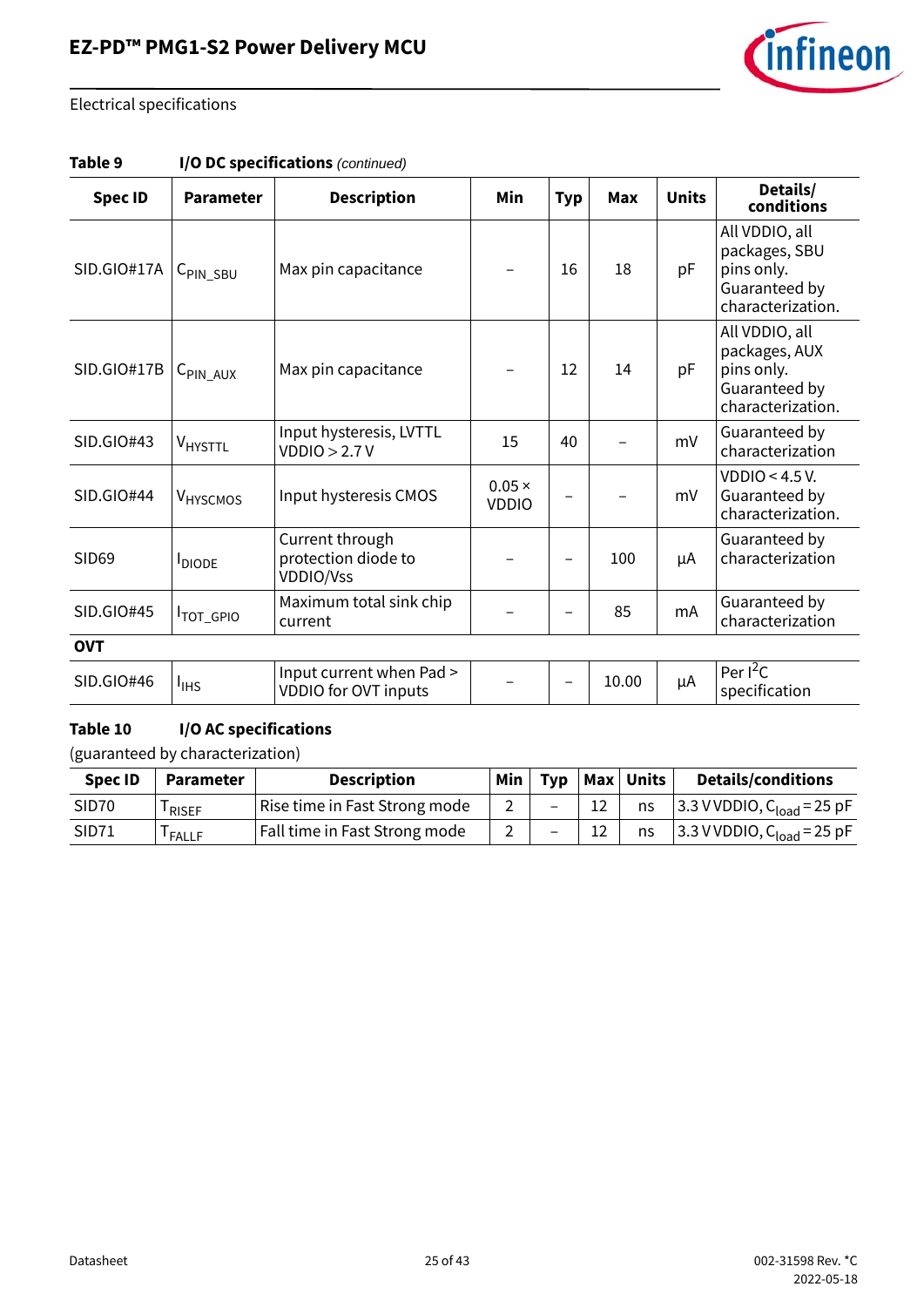Electrical specifications

**Table 9 I/O DC specifications** *(continued)*

| Spec ID | Parameter | Description | Min | Typ | Max | Units | Details/ conditions |
|---|---|---|---|---|---|---|---|
| SID.GIO#17A | $C_{PIN\_SBU}$ | Max pin capacitance | – | 16 | 18 | pF | All VDDIO, all packages, SBU pins only. Guaranteed by characterization. |
| SID.GIO#17B | $C_{PIN\_AUX}$ | Max pin capacitance | – | 12 | 14 | pF | All VDDIO, all packages, AUX pins only. Guaranteed by characterization. |
| SID.GIO#43 | $V_{HYSTTL}$ | Input hysteresis, LVTTL VDDIO > 2.7 V | 15 | 40 | – | mV | Guaranteed by characterization |
| SID.GIO#44 | $V_{HYSCMOS}$ | Input hysteresis CMOS | 0.05 × VDDIO | – | – | mV | VDDIO < 4.5 V. Guaranteed by characterization. |
| SID69 | $I_{DIODE}$ | Current through protection diode to VDDIO/Vss | – | – | 100 | µA | Guaranteed by characterization |
| SID.GIO#45 | $I_{TOT\_GPIO}$ | Maximum total sink chip current | – | – | 85 | mA | Guaranteed by characterization |
| **OVT** | | | | | | | |
| SID.GIO#46 | $I_{IHS}$ | Input current when Pad > VDDIO for OVT inputs | – | – | 10.00 | µA | Per $I^2C$ specification |

**Table 10 I/O AC specifications**

(guaranteed by characterization)

| Spec ID | Parameter | Description | Min | Typ | Max | Units | Details/conditions |
|---|---|---|---|---|---|---|---|
| SID70 | $T_{RISEF}$ | Rise time in Fast Strong mode | 2 | – | 12 | ns | 3.3 V VDDIO, $C_{load}$ = 25 pF |
| SID71 | $T_{FALLF}$ | Fall time in Fast Strong mode | 2 | – | 12 | ns | 3.3 V VDDIO, $C_{load}$ = 25 pF |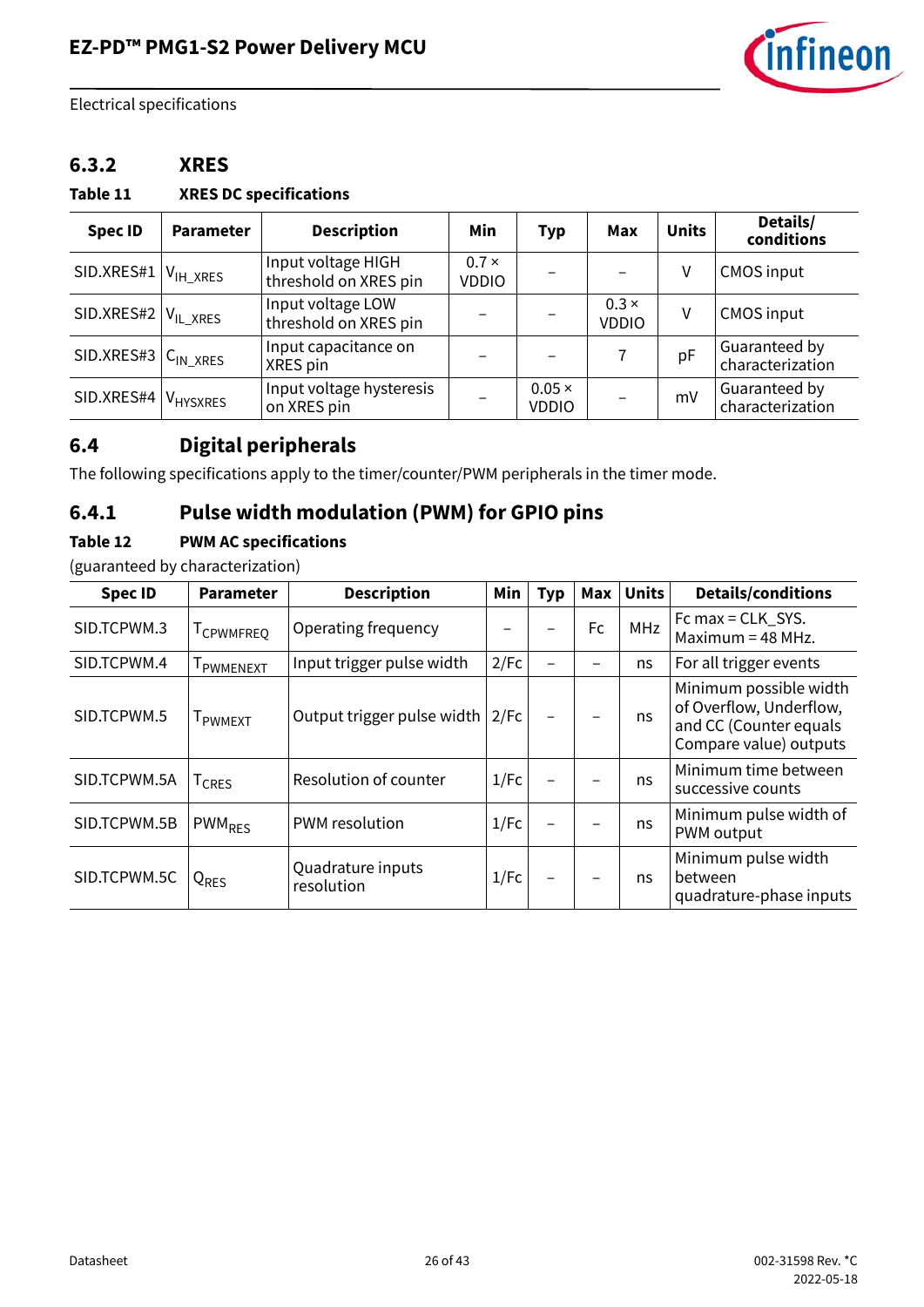### 6.3.2 XRES

**Table 11 XRES DC specifications**

| Spec ID | Parameter | Description | Min | Typ | Max | Units | Details/ conditions |
|---|---|---|---|---|---|---|---|
| SID.XRES#1 | $V_{IH\_XRES}$ | Input voltage HIGH threshold on XRES pin | 0.7 × VDDIO | – | – | V | CMOS input |
| SID.XRES#2 | $V_{IL\_XRES}$ | Input voltage LOW threshold on XRES pin | – | – | 0.3 × VDDIO | V | CMOS input |
| SID.XRES#3 | $C_{IN\_XRES}$ | Input capacitance on XRES pin | – | – | 7 | pF | Guaranteed by characterization |
| SID.XRES#4 | $V_{HYSXRES}$ | Input voltage hysteresis on XRES pin | – | 0.05 × VDDIO | – | mV | Guaranteed by characterization |

## 6.4 Digital peripherals

The following specifications apply to the timer/counter/PWM peripherals in the timer mode.

### 6.4.1 Pulse width modulation (PWM) for GPIO pins

**Table 12 PWM AC specifications**

(guaranteed by characterization)

| Spec ID | Parameter | Description | Min | Typ | Max | Units | Details/conditions |
|---|---|---|---|---|---|---|---|
| SID.TCPWM.3 | $T_{CPWMFREQ}$ | Operating frequency | – | – | Fc | MHz | Fc max = CLK_SYS. Maximum = 48 MHz. |
| SID.TCPWM.4 | $T_{PWMENEXT}$ | Input trigger pulse width | 2/Fc | – | – | ns | For all trigger events |
| SID.TCPWM.5 | $T_{PWMEXT}$ | Output trigger pulse width | 2/Fc | – | – | ns | Minimum possible width of Overflow, Underflow, and CC (Counter equals Compare value) outputs |
| SID.TCPWM.5A | $T_{CRES}$ | Resolution of counter | 1/Fc | – | – | ns | Minimum time between successive counts |
| SID.TCPWM.5B | $PWM_{RES}$ | PWM resolution | 1/Fc | – | – | ns | Minimum pulse width of PWM output |
| SID.TCPWM.5C | $Q_{RES}$ | Quadrature inputs resolution | 1/Fc | – | – | ns | Minimum pulse width between quadrature-phase inputs |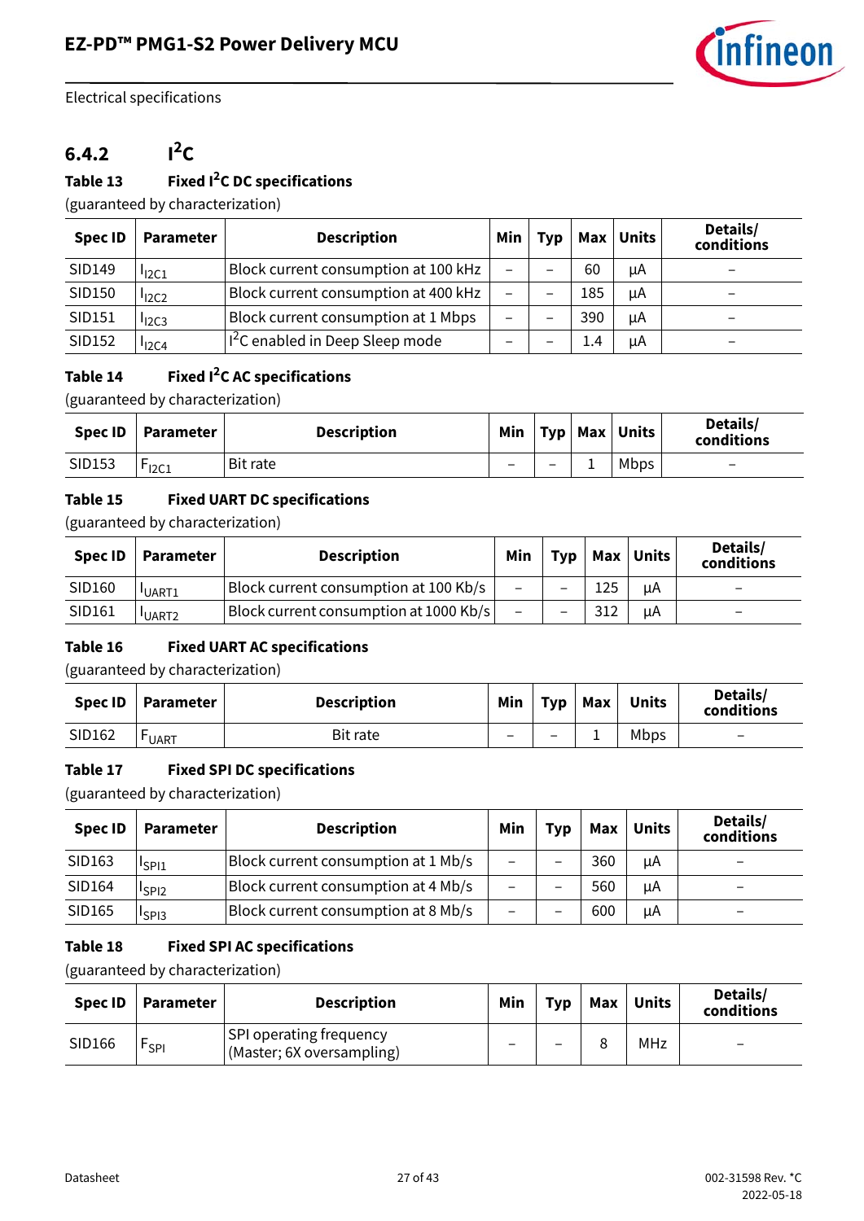Electrical specifications

### 6.4.2 I²C

**Table 13 Fixed I²C DC specifications**

(guaranteed by characterization)

| Spec ID | Parameter | Description | Min | Typ | Max | Units | Details/ conditions |
|---|---|---|---|---|---|---|---|
| SID149 | $I_{I2C1}$ | Block current consumption at 100 kHz | – | – | 60 | µA | – |
| SID150 | $I_{I2C2}$ | Block current consumption at 400 kHz | – | – | 185 | µA | – |
| SID151 | $I_{I2C3}$ | Block current consumption at 1 Mbps | – | – | 390 | µA | – |
| SID152 | $I_{I2C4}$ | I²C enabled in Deep Sleep mode | – | – | 1.4 | µA | – |

**Table 14 Fixed I²C AC specifications**

(guaranteed by characterization)

| Spec ID | Parameter | Description | Min | Typ | Max | Units | Details/ conditions |
|---|---|---|---|---|---|---|---|
| SID153 | $F_{I2C1}$ | Bit rate | – | – | 1 | Mbps | – |

**Table 15 Fixed UART DC specifications**

(guaranteed by characterization)

| Spec ID | Parameter | Description | Min | Typ | Max | Units | Details/ conditions |
|---|---|---|---|---|---|---|---|
| SID160 | $I_{UART1}$ | Block current consumption at 100 Kb/s | – | – | 125 | µA | – |
| SID161 | $I_{UART2}$ | Block current consumption at 1000 Kb/s | – | – | 312 | µA | – |

**Table 16 Fixed UART AC specifications**

(guaranteed by characterization)

| Spec ID | Parameter | Description | Min | Typ | Max | Units | Details/ conditions |
|---|---|---|---|---|---|---|---|
| SID162 | $F_{UART}$ | Bit rate | – | – | 1 | Mbps | – |

**Table 17 Fixed SPI DC specifications**

(guaranteed by characterization)

| Spec ID | Parameter | Description | Min | Typ | Max | Units | Details/ conditions |
|---|---|---|---|---|---|---|---|
| SID163 | $I_{SPI1}$ | Block current consumption at 1 Mb/s | – | – | 360 | µA | – |
| SID164 | $I_{SPI2}$ | Block current consumption at 4 Mb/s | – | – | 560 | µA | – |
| SID165 | $I_{SPI3}$ | Block current consumption at 8 Mb/s | – | – | 600 | µA | – |

**Table 18 Fixed SPI AC specifications**

(guaranteed by characterization)

| Spec ID | Parameter | Description | Min | Typ | Max | Units | Details/ conditions |
|---|---|---|---|---|---|---|---|
| SID166 | $F_{SPI}$ | SPI operating frequency (Master; 6X oversampling) | – | – | 8 | MHz | – |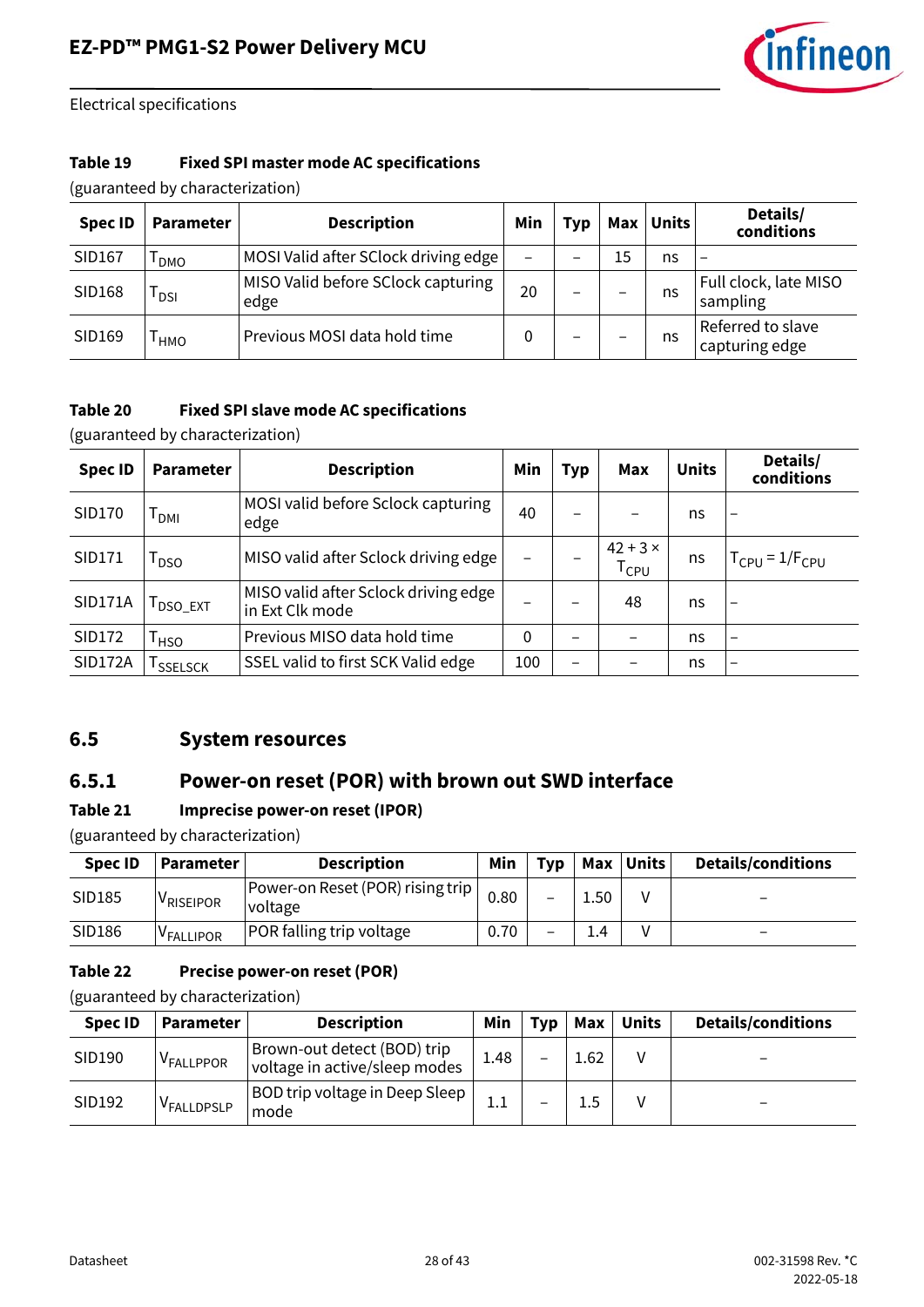Electrical specifications

**Table 19 Fixed SPI master mode AC specifications**

(guaranteed by characterization)

| Spec ID | Parameter | Description | Min | Typ | Max | Units | Details/ conditions |
|---|---|---|---|---|---|---|---|
| SID167 | $T_{DMO}$ | MOSI Valid after SClock driving edge | – | – | 15 | ns | – |
| SID168 | $T_{DSI}$ | MISO Valid before SClock capturing edge | 20 | – | – | ns | Full clock, late MISO sampling |
| SID169 | $T_{HMO}$ | Previous MOSI data hold time | 0 | – | – | ns | Referred to slave capturing edge |

**Table 20 Fixed SPI slave mode AC specifications**

(guaranteed by characterization)

| Spec ID | Parameter | Description | Min | Typ | Max | Units | Details/ conditions |
|---|---|---|---|---|---|---|---|
| SID170 | $T_{DMI}$ | MOSI valid before Sclock capturing edge | 40 | – | – | ns | – |
| SID171 | $T_{DSO}$ | MISO valid after Sclock driving edge | – | – | $42 + 3 \times T_{CPU}$ | ns | $T_{CPU} = 1/F_{CPU}$ |
| SID171A | $T_{DSO\_EXT}$ | MISO valid after Sclock driving edge in Ext Clk mode | – | – | 48 | ns | – |
| SID172 | $T_{HSO}$ | Previous MISO data hold time | 0 | – | – | ns | – |
| SID172A | $T_{SSELSCK}$ | SSEL valid to first SCK Valid edge | 100 | – | – | ns | – |

## 6.5 System resources

### 6.5.1 Power-on reset (POR) with brown out SWD interface

**Table 21 Imprecise power-on reset (IPOR)**

(guaranteed by characterization)

| Spec ID | Parameter | Description | Min | Typ | Max | Units | Details/conditions |
|---|---|---|---|---|---|---|---|
| SID185 | $V_{RISEIPOR}$ | Power-on Reset (POR) rising trip voltage | 0.80 | – | 1.50 | V | – |
| SID186 | $V_{FALLIPOR}$ | POR falling trip voltage | 0.70 | – | 1.4 | V | – |

**Table 22 Precise power-on reset (POR)**

(guaranteed by characterization)

| Spec ID | Parameter | Description | Min | Typ | Max | Units | Details/conditions |
|---|---|---|---|---|---|---|---|
| SID190 | $V_{FALLPPOR}$ | Brown-out detect (BOD) trip voltage in active/sleep modes | 1.48 | – | 1.62 | V | – |
| SID192 | $V_{FALLDPSLP}$ | BOD trip voltage in Deep Sleep mode | 1.1 | – | 1.5 | V | – |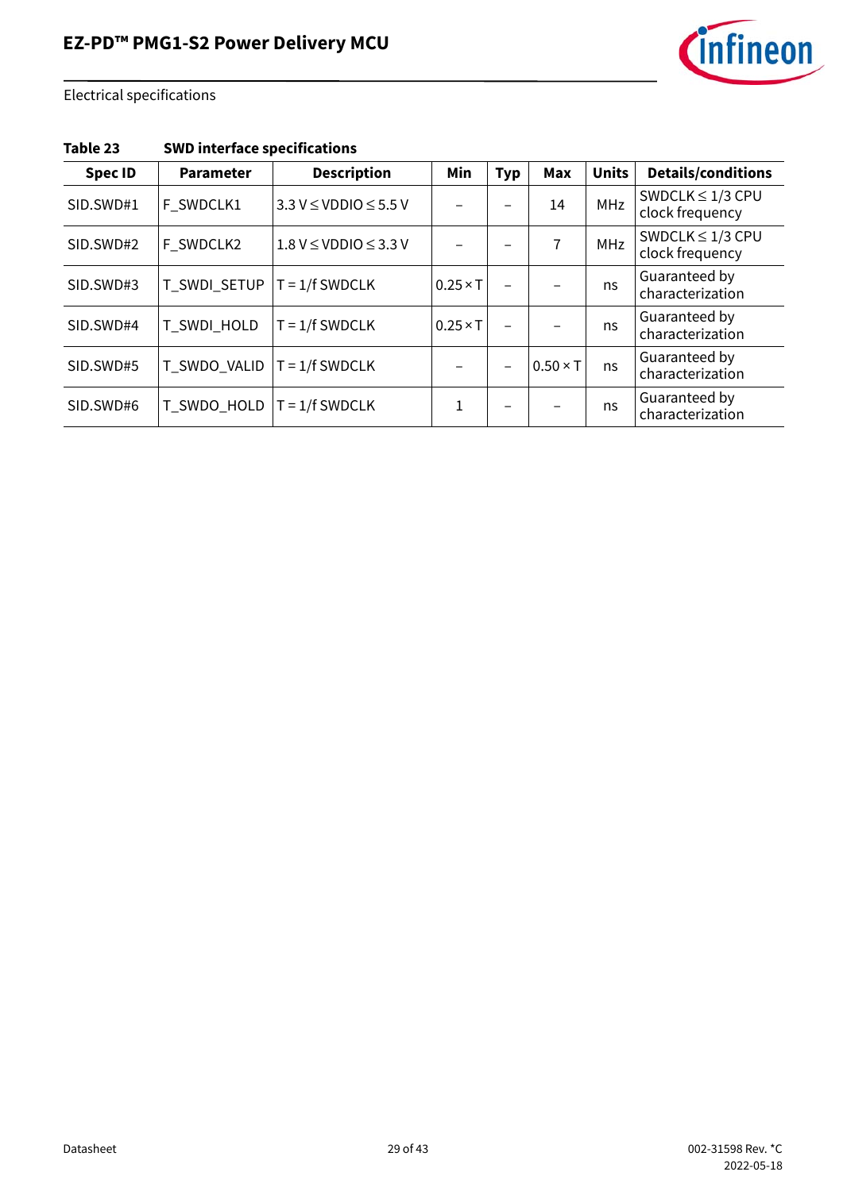**Table 23 SWD interface specifications**

| Spec ID | Parameter | Description | Min | Typ | Max | Units | Details/conditions |
|---|---|---|---|---|---|---|---|
| SID.SWD#1 | F_SWDCLK1 | 3.3 V ≤ VDDIO ≤ 5.5 V | – | – | 14 | MHz | SWDCLK ≤ 1/3 CPU clock frequency |
| SID.SWD#2 | F_SWDCLK2 | 1.8 V ≤ VDDIO ≤ 3.3 V | – | – | 7 | MHz | SWDCLK ≤ 1/3 CPU clock frequency |
| SID.SWD#3 | T_SWDI_SETUP | T = 1/f SWDCLK | 0.25 × T | – | – | ns | Guaranteed by characterization |
| SID.SWD#4 | T_SWDI_HOLD | T = 1/f SWDCLK | 0.25 × T | – | – | ns | Guaranteed by characterization |
| SID.SWD#5 | T_SWDO_VALID | T = 1/f SWDCLK | – | – | 0.50 × T | ns | Guaranteed by characterization |
| SID.SWD#6 | T_SWDO_HOLD | T = 1/f SWDCLK | 1 | – | – | ns | Guaranteed by characterization |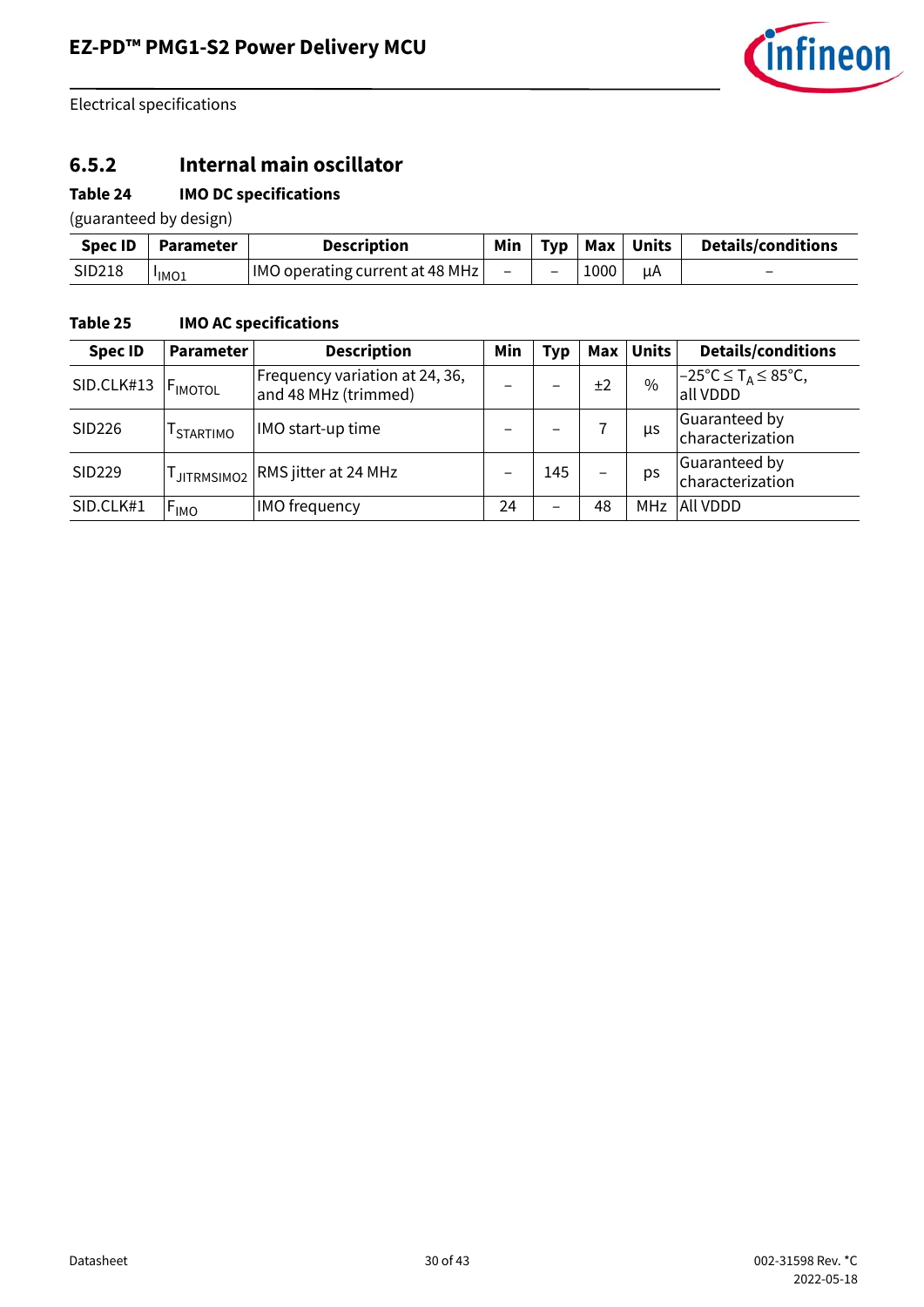### 6.5.2 Internal main oscillator

**Table 24 IMO DC specifications**

(guaranteed by design)

| Spec ID | Parameter | Description | Min | Typ | Max | Units | Details/conditions |
|---|---|---|---|---|---|---|---|
| SID218 | $I_{IMO1}$ | IMO operating current at 48 MHz | – | – | 1000 | µA | – |

**Table 25 IMO AC specifications**

| Spec ID | Parameter | Description | Min | Typ | Max | Units | Details/conditions |
|---|---|---|---|---|---|---|---|
| SID.CLK#13 | $F_{IMOTOL}$ | Frequency variation at 24, 36, and 48 MHz (trimmed) | – | – | ±2 | % | $-25°C \le T_A \le 85°C$, all VDDD |
| SID226 | $T_{STARTIMO}$ | IMO start-up time | – | – | 7 | µs | Guaranteed by characterization |
| SID229 | $T_{JITRMSIMO2}$ | RMS jitter at 24 MHz | – | 145 | – | ps | Guaranteed by characterization |
| SID.CLK#1 | $F_{IMO}$ | IMO frequency | 24 | – | 48 | MHz | All VDDD |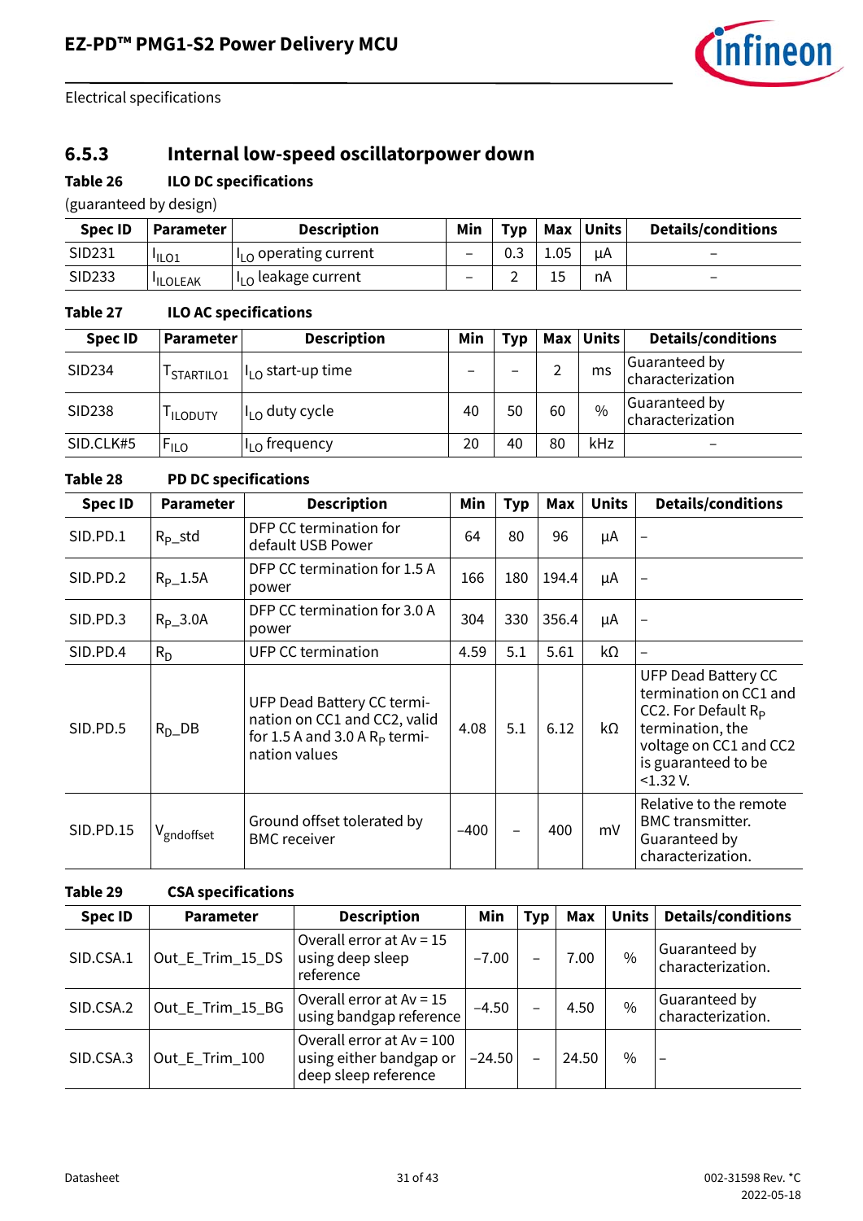### 6.5.3 Internal low-speed oscillatorpower down

**Table 26 ILO DC specifications**

(guaranteed by design)

| Spec ID | Parameter | Description | Min | Typ | Max | Units | Details/conditions |
|---|---|---|---|---|---|---|---|
| SID231 | $I_{ILO1}$ | $I_{LO}$ operating current | – | 0.3 | 1.05 | µA | – |
| SID233 | $I_{ILOLEAK}$ | $I_{LO}$ leakage current | – | 2 | 15 | nA | – |

**Table 27 ILO AC specifications**

| Spec ID | Parameter | Description | Min | Typ | Max | Units | Details/conditions |
|---|---|---|---|---|---|---|---|
| SID234 | $T_{STARTILO1}$ | $I_{LO}$ start-up time | – | – | 2 | ms | Guaranteed by characterization |
| SID238 | $T_{ILODUTY}$ | $I_{LO}$ duty cycle | 40 | 50 | 60 | % | Guaranteed by characterization |
| SID.CLK#5 | $F_{ILO}$ | $I_{LO}$ frequency | 20 | 40 | 80 | kHz | – |

**Table 28 PD DC specifications**

| Spec ID | Parameter | Description | Min | Typ | Max | Units | Details/conditions |
|---|---|---|---|---|---|---|---|
| SID.PD.1 | $R_P$_std | DFP CC termination for default USB Power | 64 | 80 | 96 | µA | – |
| SID.PD.2 | $R_P$_1.5A | DFP CC termination for 1.5 A power | 166 | 180 | 194.4 | µA | – |
| SID.PD.3 | $R_P$_3.0A | DFP CC termination for 3.0 A power | 304 | 330 | 356.4 | µA | – |
| SID.PD.4 | $R_D$ | UFP CC termination | 4.59 | 5.1 | 5.61 | kΩ | – |
| SID.PD.5 | $R_D$_DB | UFP Dead Battery CC termination on CC1 and CC2, valid for 1.5 A and 3.0 A $R_P$ termination values | 4.08 | 5.1 | 6.12 | kΩ | UFP Dead Battery CC termination on CC1 and CC2. For Default $R_P$ termination, the voltage on CC1 and CC2 is guaranteed to be <1.32 V. |
| SID.PD.15 | $V_{gndoffset}$ | Ground offset tolerated by BMC receiver | –400 | – | 400 | mV | Relative to the remote BMC transmitter. Guaranteed by characterization. |

**Table 29 CSA specifications**

| Spec ID | Parameter | Description | Min | Typ | Max | Units | Details/conditions |
|---|---|---|---|---|---|---|---|
| SID.CSA.1 | Out_E_Trim_15_DS | Overall error at Av = 15 using deep sleep reference | –7.00 | – | 7.00 | % | Guaranteed by characterization. |
| SID.CSA.2 | Out_E_Trim_15_BG | Overall error at Av = 15 using bandgap reference | –4.50 | – | 4.50 | % | Guaranteed by characterization. |
| SID.CSA.3 | Out_E_Trim_100 | Overall error at Av = 100 using either bandgap or deep sleep reference | –24.50 | – | 24.50 | % | – |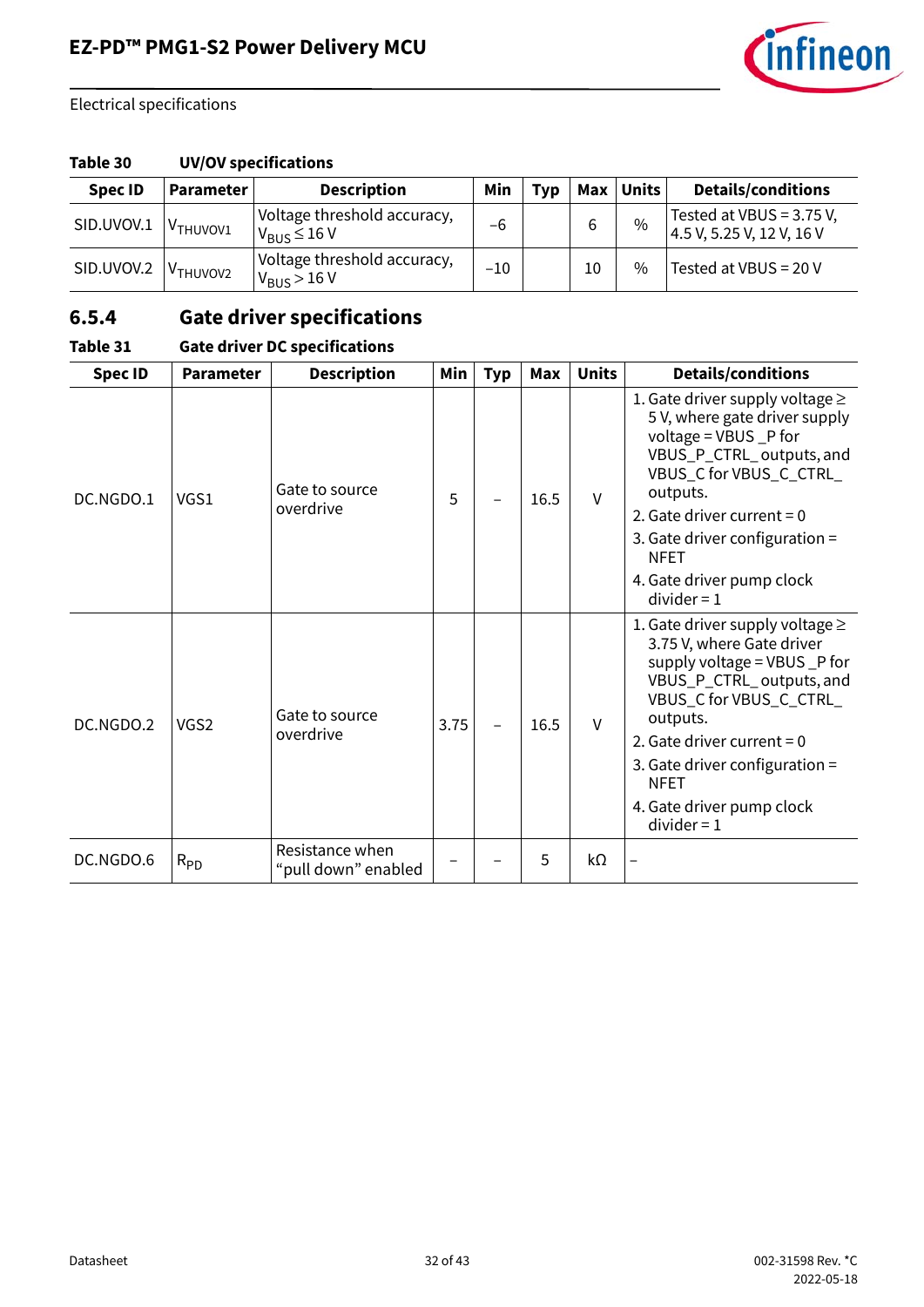**Table 30 UV/OV specifications**

| Spec ID | Parameter | Description | Min | Typ | Max | Units | Details/conditions |
|---|---|---|---|---|---|---|---|
| SID.UVOV.1 | $V_{THUVOV1}$ | Voltage threshold accuracy, $V_{BUS} \leq 16$ V | –6 | | 6 | % | Tested at VBUS = 3.75 V, 4.5 V, 5.25 V, 12 V, 16 V |
| SID.UVOV.2 | $V_{THUVOV2}$ | Voltage threshold accuracy, $V_{BUS} > 16$ V | –10 | | 10 | % | Tested at VBUS = 20 V |

### 6.5.4 Gate driver specifications

**Table 31 Gate driver DC specifications**

| Spec ID | Parameter | Description | Min | Typ | Max | Units | Details/conditions |
|---|---|---|---|---|---|---|---|
| DC.NGDO.1 | VGS1 | Gate to source overdrive | 5 | – | 16.5 | V | 1. Gate driver supply voltage ≥ 5 V, where gate driver supply voltage = VBUS _P for VBUS_P_CTRL_ outputs, and VBUS_C for VBUS_C_CTRL_ outputs. 2. Gate driver current = 0 3. Gate driver configuration = NFET 4. Gate driver pump clock divider = 1 |
| DC.NGDO.2 | VGS2 | Gate to source overdrive | 3.75 | – | 16.5 | V | 1. Gate driver supply voltage ≥ 3.75 V, where Gate driver supply voltage = VBUS _P for VBUS_P_CTRL_ outputs, and VBUS_C for VBUS_C_CTRL_ outputs. 2. Gate driver current = 0 3. Gate driver configuration = NFET 4. Gate driver pump clock divider = 1 |
| DC.NGDO.6 | $R_{PD}$ | Resistance when "pull down" enabled | – | – | 5 | kΩ | – |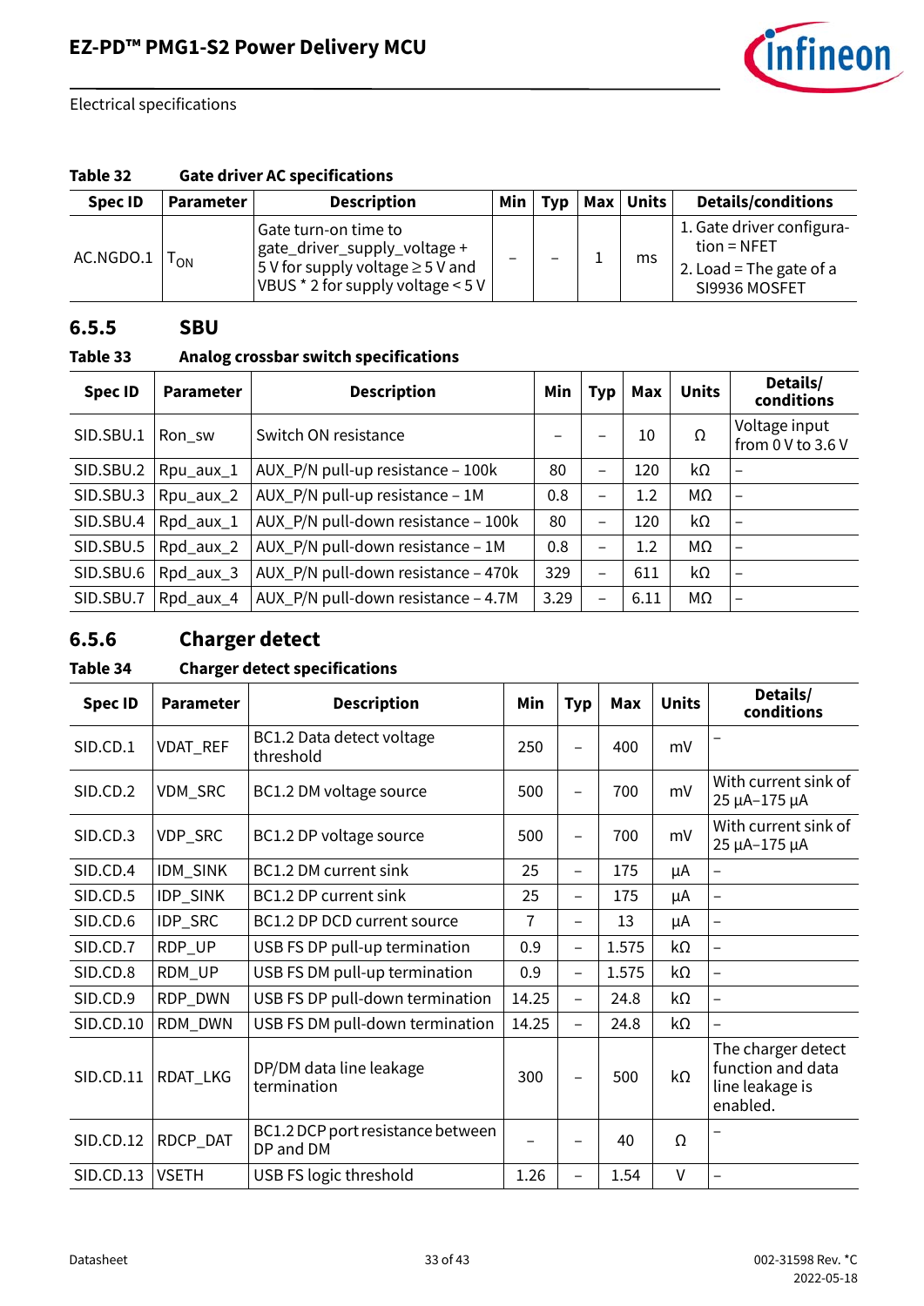Electrical specifications

**Table 32 Gate driver AC specifications**

| Spec ID | Parameter | Description | Min | Typ | Max | Units | Details/conditions |
|---|---|---|---|---|---|---|---|
| AC.NGDO.1 | $T_{ON}$ | Gate turn-on time to gate_driver_supply_voltage + 5 V for supply voltage ≥ 5 V and VBUS * 2 for supply voltage < 5 V | – | – | 1 | ms | 1. Gate driver configuration = NFET<br>2. Load = The gate of a SI9936 MOSFET |

## 6.5.5 SBU

**Table 33 Analog crossbar switch specifications**

| Spec ID | Parameter | Description | Min | Typ | Max | Units | Details/conditions |
|---|---|---|---|---|---|---|---|
| SID.SBU.1 | Ron_sw | Switch ON resistance | – | – | 10 | Ω | Voltage input from 0 V to 3.6 V |
| SID.SBU.2 | Rpu_aux_1 | AUX_P/N pull-up resistance – 100k | 80 | – | 120 | kΩ | – |
| SID.SBU.3 | Rpu_aux_2 | AUX_P/N pull-up resistance – 1M | 0.8 | – | 1.2 | MΩ | – |
| SID.SBU.4 | Rpd_aux_1 | AUX_P/N pull-down resistance – 100k | 80 | – | 120 | kΩ | – |
| SID.SBU.5 | Rpd_aux_2 | AUX_P/N pull-down resistance – 1M | 0.8 | – | 1.2 | MΩ | – |
| SID.SBU.6 | Rpd_aux_3 | AUX_P/N pull-down resistance – 470k | 329 | – | 611 | kΩ | – |
| SID.SBU.7 | Rpd_aux_4 | AUX_P/N pull-down resistance – 4.7M | 3.29 | – | 6.11 | MΩ | – |

## 6.5.6 Charger detect

**Table 34 Charger detect specifications**

| Spec ID | Parameter | Description | Min | Typ | Max | Units | Details/conditions |
|---|---|---|---|---|---|---|---|
| SID.CD.1 | VDAT_REF | BC1.2 Data detect voltage threshold | 250 | – | 400 | mV | – |
| SID.CD.2 | VDM_SRC | BC1.2 DM voltage source | 500 | – | 700 | mV | With current sink of 25 µA–175 µA |
| SID.CD.3 | VDP_SRC | BC1.2 DP voltage source | 500 | – | 700 | mV | With current sink of 25 µA–175 µA |
| SID.CD.4 | IDM_SINK | BC1.2 DM current sink | 25 | – | 175 | µA | – |
| SID.CD.5 | IDP_SINK | BC1.2 DP current sink | 25 | – | 175 | µA | – |
| SID.CD.6 | IDP_SRC | BC1.2 DP DCD current source | 7 | – | 13 | µA | – |
| SID.CD.7 | RDP_UP | USB FS DP pull-up termination | 0.9 | – | 1.575 | kΩ | – |
| SID.CD.8 | RDM_UP | USB FS DM pull-up termination | 0.9 | – | 1.575 | kΩ | – |
| SID.CD.9 | RDP_DWN | USB FS DP pull-down termination | 14.25 | – | 24.8 | kΩ | – |
| SID.CD.10 | RDM_DWN | USB FS DM pull-down termination | 14.25 | – | 24.8 | kΩ | – |
| SID.CD.11 | RDAT_LKG | DP/DM data line leakage termination | 300 | – | 500 | kΩ | The charger detect function and data line leakage is enabled. |
| SID.CD.12 | RDCP_DAT | BC1.2 DCP port resistance between DP and DM | – | – | 40 | Ω | – |
| SID.CD.13 | VSETH | USB FS logic threshold | 1.26 | – | 1.54 | V | – |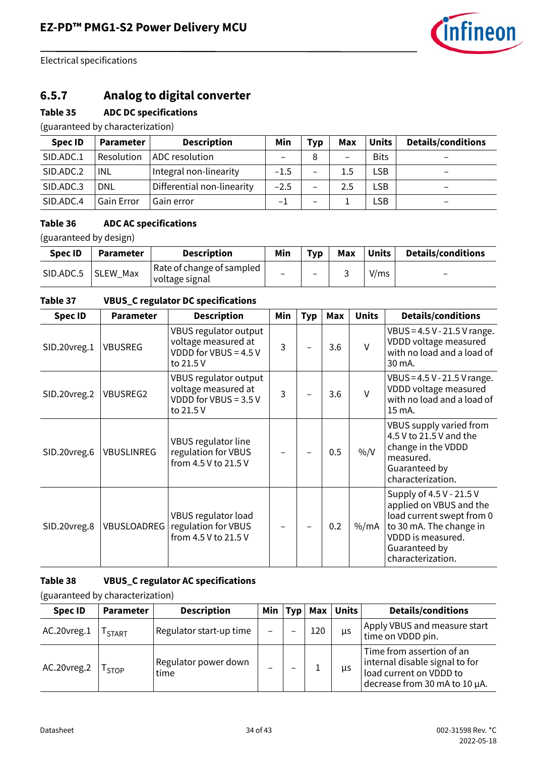Electrical specifications

### 6.5.7 Analog to digital converter

**Table 35 ADC DC specifications**

(guaranteed by characterization)

| Spec ID | Parameter | Description | Min | Typ | Max | Units | Details/conditions |
|---|---|---|---|---|---|---|---|
| SID.ADC.1 | Resolution | ADC resolution | – | 8 | – | Bits | – |
| SID.ADC.2 | INL | Integral non-linearity | –1.5 | – | 1.5 | LSB | – |
| SID.ADC.3 | DNL | Differential non-linearity | –2.5 | – | 2.5 | LSB | – |
| SID.ADC.4 | Gain Error | Gain error | –1 | – | 1 | LSB | – |

**Table 36 ADC AC specifications**

(guaranteed by design)

| Spec ID | Parameter | Description | Min | Typ | Max | Units | Details/conditions |
|---|---|---|---|---|---|---|---|
| SID.ADC.5 | SLEW_Max | Rate of change of sampled voltage signal | – | – | 3 | V/ms | – |

**Table 37 VBUS_C regulator DC specifications**

| Spec ID | Parameter | Description | Min | Typ | Max | Units | Details/conditions |
|---|---|---|---|---|---|---|---|
| SID.20vreg.1 | VBUSREG | VBUS regulator output voltage measured at VDDD for VBUS = 4.5 V to 21.5 V | 3 | – | 3.6 | V | VBUS = 4.5 V - 21.5 V range. VDDD voltage measured with no load and a load of 30 mA. |
| SID.20vreg.2 | VBUSREG2 | VBUS regulator output voltage measured at VDDD for VBUS = 3.5 V to 21.5 V | 3 | – | 3.6 | V | VBUS = 4.5 V - 21.5 V range. VDDD voltage measured with no load and a load of 15 mA. |
| SID.20vreg.6 | VBUSLINREG | VBUS regulator line regulation for VBUS from 4.5 V to 21.5 V | – | – | 0.5 | %/V | VBUS supply varied from 4.5 V to 21.5 V and the change in the VDDD measured. Guaranteed by characterization. |
| SID.20vreg.8 | VBUSLOADREG | VBUS regulator load regulation for VBUS from 4.5 V to 21.5 V | – | – | 0.2 | %/mA | Supply of 4.5 V - 21.5 V applied on VBUS and the load current swept from 0 to 30 mA. The change in VDDD is measured. Guaranteed by characterization. |

**Table 38 VBUS_C regulator AC specifications**

(guaranteed by characterization)

| Spec ID | Parameter | Description | Min | Typ | Max | Units | Details/conditions |
|---|---|---|---|---|---|---|---|
| AC.20vreg.1 | $T_{START}$ | Regulator start-up time | – | – | 120 | µs | Apply VBUS and measure start time on VDDD pin. |
| AC.20vreg.2 | $T_{STOP}$ | Regulator power down time | – | – | 1 | µs | Time from assertion of an internal disable signal to for load current on VDDD to decrease from 30 mA to 10 µA. |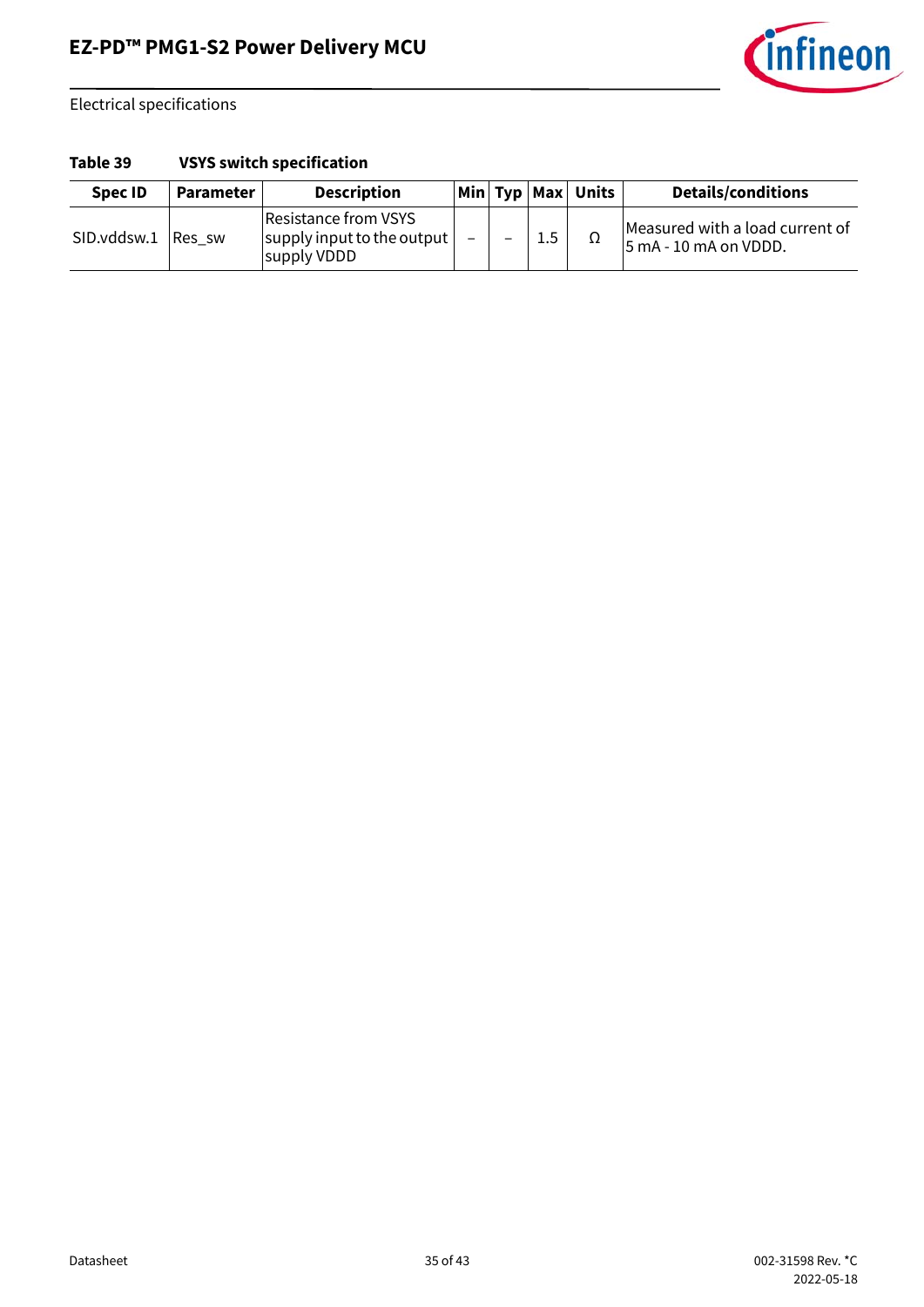**Table 39 VSYS switch specification**

| Spec ID | Parameter | Description | Min | Typ | Max | Units | Details/conditions |
|---|---|---|---|---|---|---|---|
| SID.vddsw.1 | Res_sw | Resistance from VSYS supply input to the output supply VDDD | – | – | 1.5 | Ω | Measured with a load current of 5 mA - 10 mA on VDDD. |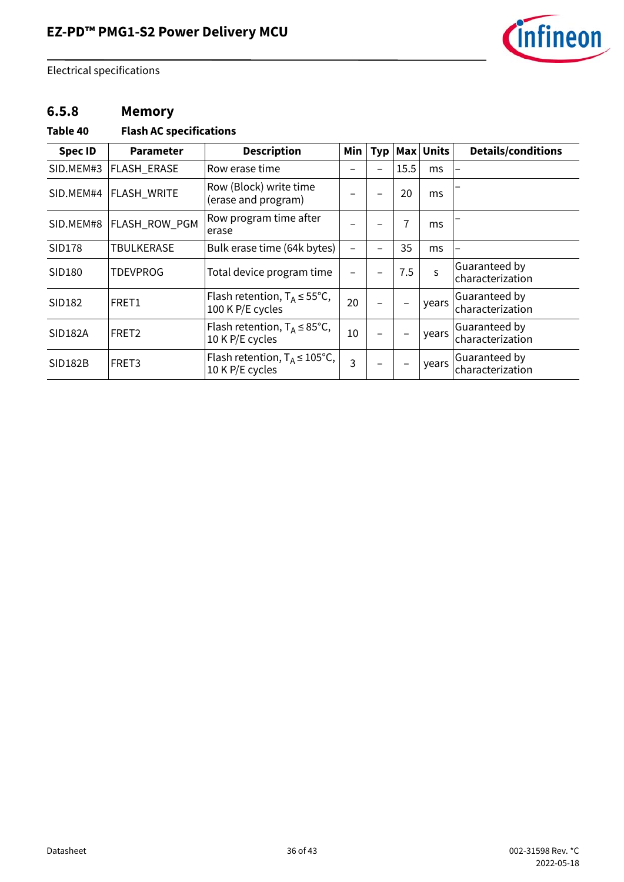### 6.5.8 Memory

**Table 40 Flash AC specifications**

| Spec ID | Parameter | Description | Min | Typ | Max | Units | Details/conditions |
|---|---|---|---|---|---|---|---|
| SID.MEM#3 | FLASH_ERASE | Row erase time | – | – | 15.5 | ms | – |
| SID.MEM#4 | FLASH_WRITE | Row (Block) write time (erase and program) | – | – | 20 | ms | – |
| SID.MEM#8 | FLASH_ROW_PGM | Row program time after erase | – | – | 7 | ms | – |
| SID178 | TBULKERASE | Bulk erase time (64k bytes) | – | – | 35 | ms | – |
| SID180 | TDEVPROG | Total device program time | – | – | 7.5 | s | Guaranteed by characterization |
| SID182 | FRET1 | Flash retention, $T_A \leq 55°C$, 100 K P/E cycles | 20 | – | – | years | Guaranteed by characterization |
| SID182A | FRET2 | Flash retention, $T_A \leq 85°C$, 10 K P/E cycles | 10 | – | – | years | Guaranteed by characterization |
| SID182B | FRET3 | Flash retention, $T_A \leq 105°C$, 10 K P/E cycles | 3 | – | – | years | Guaranteed by characterization |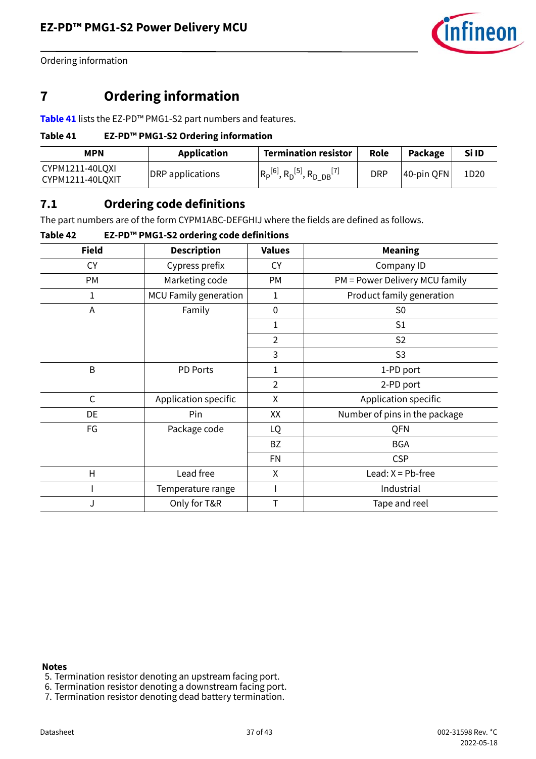# 7 Ordering information

Table 41 lists the EZ-PD™ PMG1-S2 part numbers and features.

**Table 41 EZ-PD™ PMG1-S2 Ordering information**

| MPN | Application | Termination resistor | Role | Package | Si ID |
|---|---|---|---|---|---|
| CYPM1211-40LQXI<br>CYPM1211-40LQXIT | DRP applications | $R_P$[6], $R_D$[5], $R_{D\_DB}$[7] | DRP | 40-pin QFN | 1D20 |

## 7.1 Ordering code definitions

The part numbers are of the form CYPM1ABC-DEFGHIJ where the fields are defined as follows.

**Table 42 EZ-PD™ PMG1-S2 ordering code definitions**

| Field | Description | Values | Meaning |
|---|---|---|---|
| CY | Cypress prefix | CY | Company ID |
| PM | Marketing code | PM | PM = Power Delivery MCU family |
| 1 | MCU Family generation | 1 | Product family generation |
| A | Family | 0 | S0 |
| | | 1 | S1 |
| | | 2 | S2 |
| | | 3 | S3 |
| B | PD Ports | 1 | 1-PD port |
| | | 2 | 2-PD port |
| C | Application specific | X | Application specific |
| DE | Pin | XX | Number of pins in the package |
| FG | Package code | LQ | QFN |
| | | BZ | BGA |
| | | FN | CSP |
| H | Lead free | X | Lead: X = Pb-free |
| I | Temperature range | I | Industrial |
| J | Only for T&R | T | Tape and reel |

**Notes**

5. Termination resistor denoting an upstream facing port.
6. Termination resistor denoting a downstream facing port.
7. Termination resistor denoting dead battery termination.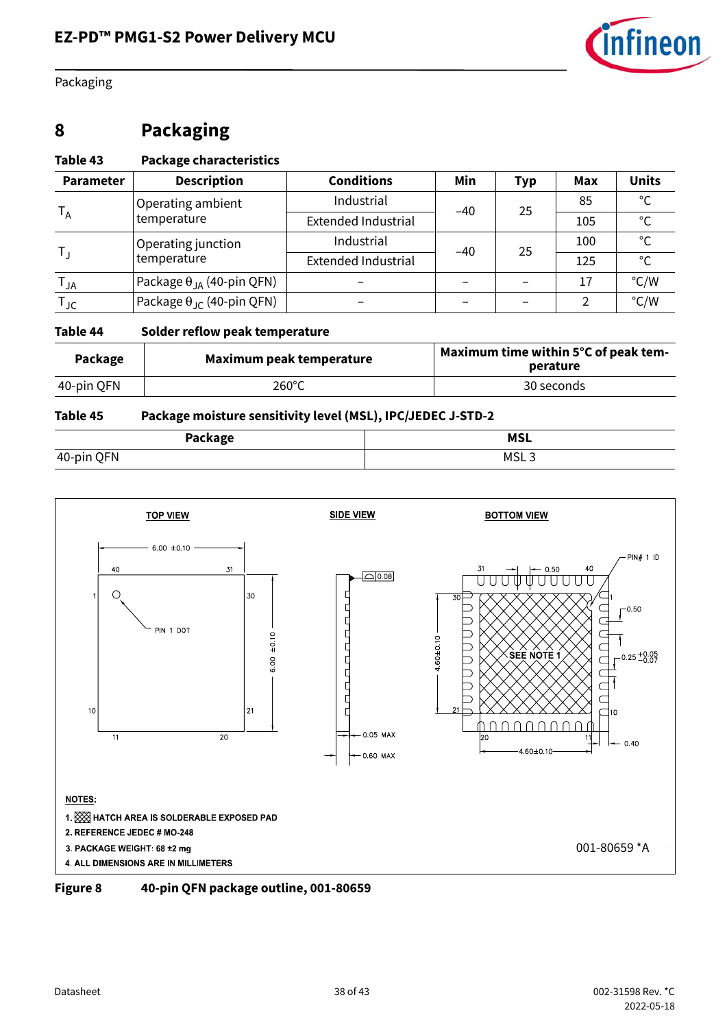# 8 Packaging

**Table 43 Package characteristics**

| Parameter | Description | Conditions | Min | Typ | Max | Units |
|---|---|---|---|---|---|---|
| $T_A$ | Operating ambient temperature | Industrial | –40 | 25 | 85 | °C |
| | | Extended Industrial | | | 105 | °C |
| $T_J$ | Operating junction temperature | Industrial | –40 | 25 | 100 | °C |
| | | Extended Industrial | | | 125 | °C |
| $T_{JA}$ | Package $\theta_{JA}$ (40-pin QFN) | – | – | – | 17 | °C/W |
| $T_{JC}$ | Package $\theta_{JC}$ (40-pin QFN) | – | – | – | 2 | °C/W |

**Table 44 Solder reflow peak temperature**

| Package | Maximum peak temperature | Maximum time within 5°C of peak temperature |
|---|---|---|
| 40-pin QFN | 260°C | 30 seconds |

**Table 45 Package moisture sensitivity level (MSL), IPC/JEDEC J-STD-2**

| Package | MSL |
|---|---|
| 40-pin QFN | MSL 3 |

TOP VIEW — SIDE VIEW — BOTTOM VIEW

NOTES:
1. HATCH AREA IS SOLDERABLE EXPOSED PAD
2. REFERENCE JEDEC # MO-248
3. PACKAGE WEIGHT: 68 ±2 mg
4. ALL DIMENSIONS ARE IN MILLIMETERS

001-80659 *A

**Figure 8 40-pin QFN package outline, 001-80659**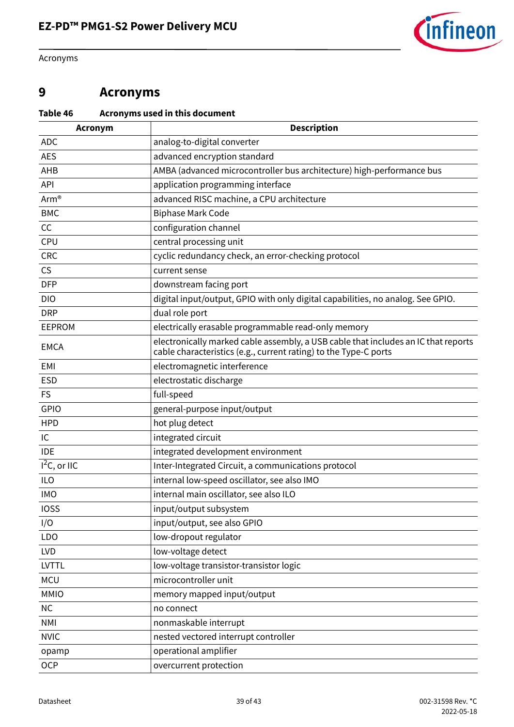# 9 Acronyms

**Table 46 Acronyms used in this document**

| Acronym | Description |
|---|---|
| ADC | analog-to-digital converter |
| AES | advanced encryption standard |
| AHB | AMBA (advanced microcontroller bus architecture) high-performance bus |
| API | application programming interface |
| Arm® | advanced RISC machine, a CPU architecture |
| BMC | Biphase Mark Code |
| CC | configuration channel |
| CPU | central processing unit |
| CRC | cyclic redundancy check, an error-checking protocol |
| CS | current sense |
| DFP | downstream facing port |
| DIO | digital input/output, GPIO with only digital capabilities, no analog. See GPIO. |
| DRP | dual role port |
| EEPROM | electrically erasable programmable read-only memory |
| EMCA | electronically marked cable assembly, a USB cable that includes an IC that reports cable characteristics (e.g., current rating) to the Type-C ports |
| EMI | electromagnetic interference |
| ESD | electrostatic discharge |
| FS | full-speed |
| GPIO | general-purpose input/output |
| HPD | hot plug detect |
| IC | integrated circuit |
| IDE | integrated development environment |
| $I^2C$, or IIC | Inter-Integrated Circuit, a communications protocol |
| ILO | internal low-speed oscillator, see also IMO |
| IMO | internal main oscillator, see also ILO |
| IOSS | input/output subsystem |
| I/O | input/output, see also GPIO |
| LDO | low-dropout regulator |
| LVD | low-voltage detect |
| LVTTL | low-voltage transistor-transistor logic |
| MCU | microcontroller unit |
| MMIO | memory mapped input/output |
| NC | no connect |
| NMI | nonmaskable interrupt |
| NVIC | nested vectored interrupt controller |
| opamp | operational amplifier |
| OCP | overcurrent protection |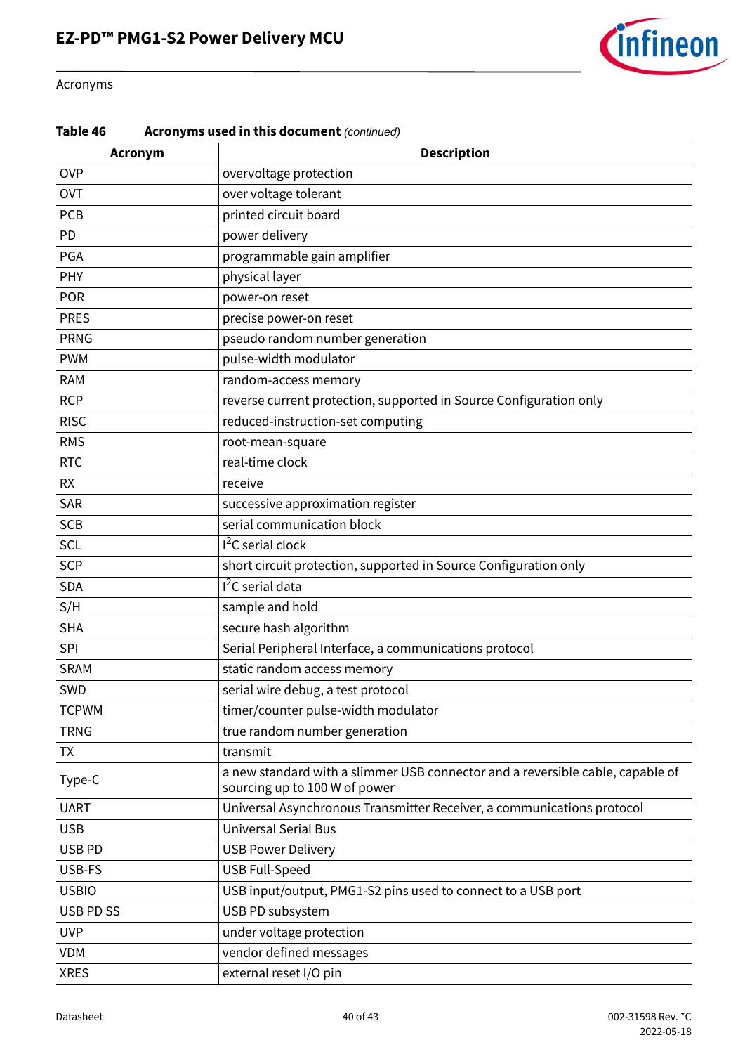Acronyms

**Table 46 Acronyms used in this document** *(continued)*

| Acronym | Description |
|---|---|
| OVP | overvoltage protection |
| OVT | over voltage tolerant |
| PCB | printed circuit board |
| PD | power delivery |
| PGA | programmable gain amplifier |
| PHY | physical layer |
| POR | power-on reset |
| PRES | precise power-on reset |
| PRNG | pseudo random number generation |
| PWM | pulse-width modulator |
| RAM | random-access memory |
| RCP | reverse current protection, supported in Source Configuration only |
| RISC | reduced-instruction-set computing |
| RMS | root-mean-square |
| RTC | real-time clock |
| RX | receive |
| SAR | successive approximation register |
| SCB | serial communication block |
| SCL | $I^2C$ serial clock |
| SCP | short circuit protection, supported in Source Configuration only |
| SDA | $I^2C$ serial data |
| S/H | sample and hold |
| SHA | secure hash algorithm |
| SPI | Serial Peripheral Interface, a communications protocol |
| SRAM | static random access memory |
| SWD | serial wire debug, a test protocol |
| TCPWM | timer/counter pulse-width modulator |
| TRNG | true random number generation |
| TX | transmit |
| Type-C | a new standard with a slimmer USB connector and a reversible cable, capable of sourcing up to 100 W of power |
| UART | Universal Asynchronous Transmitter Receiver, a communications protocol |
| USB | Universal Serial Bus |
| USB PD | USB Power Delivery |
| USB-FS | USB Full-Speed |
| USBIO | USB input/output, PMG1-S2 pins used to connect to a USB port |
| USB PD SS | USB PD subsystem |
| UVP | under voltage protection |
| VDM | vendor defined messages |
| XRES | external reset I/O pin |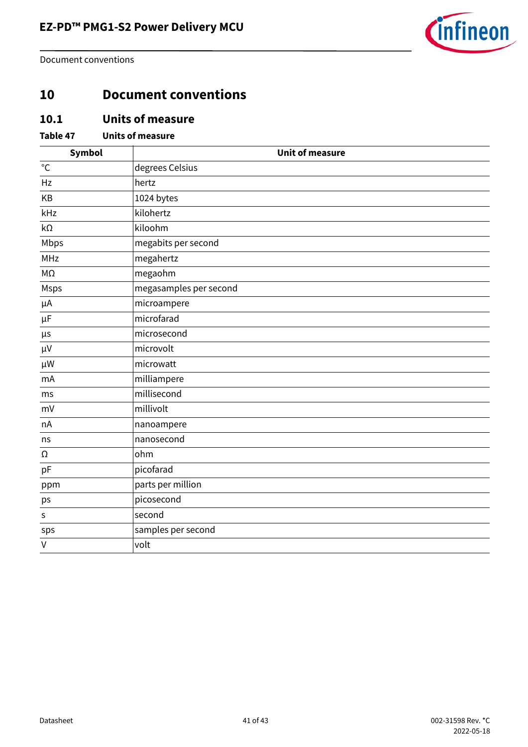# 10 Document conventions

## 10.1 Units of measure

**Table 47 Units of measure**

| Symbol | Unit of measure |
|---|---|
| °C | degrees Celsius |
| Hz | hertz |
| KB | 1024 bytes |
| kHz | kilohertz |
| kΩ | kiloohm |
| Mbps | megabits per second |
| MHz | megahertz |
| MΩ | megaohm |
| Msps | megasamples per second |
| µA | microampere |
| µF | microfarad |
| µs | microsecond |
| µV | microvolt |
| µW | microwatt |
| mA | milliampere |
| ms | millisecond |
| mV | millivolt |
| nA | nanoampere |
| ns | nanosecond |
| Ω | ohm |
| pF | picofarad |
| ppm | parts per million |
| ps | picosecond |
| s | second |
| sps | samples per second |
| V | volt |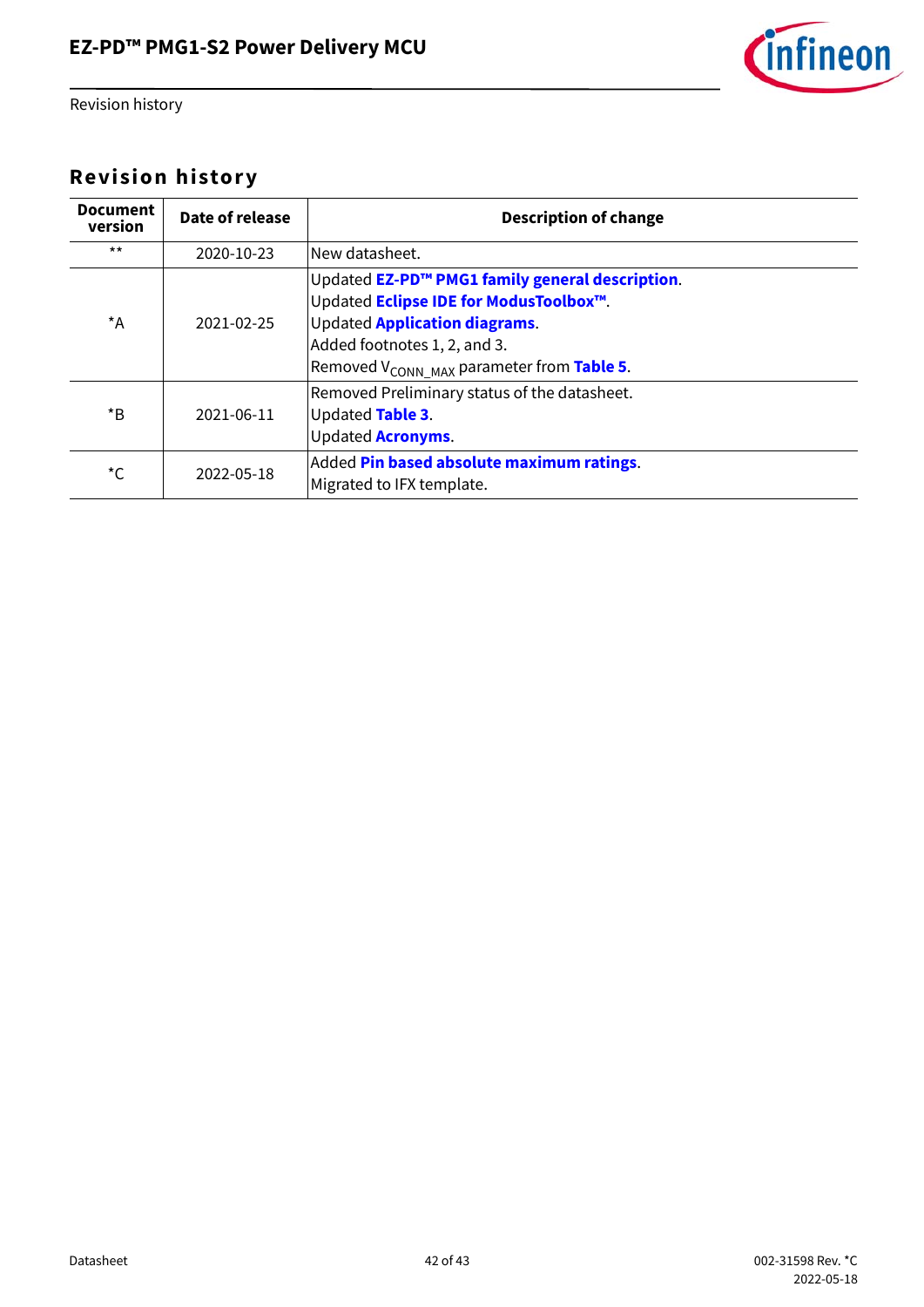# Revision history

| Document version | Date of release | Description of change |
|---|---|---|
| ** | 2020-10-23 | New datasheet. |
| *A | 2021-02-25 | Updated **EZ-PD™ PMG1 family general description**.<br>Updated **Eclipse IDE for ModusToolbox™**.<br>Updated **Application diagrams**.<br>Added footnotes 1, 2, and 3.<br>Removed $V_{CONN\_MAX}$ parameter from **Table 5**. |
| *B | 2021-06-11 | Removed Preliminary status of the datasheet.<br>Updated **Table 3**.<br>Updated **Acronyms**. |
| *C | 2022-05-18 | Added **Pin based absolute maximum ratings**.<br>Migrated to IFX template. |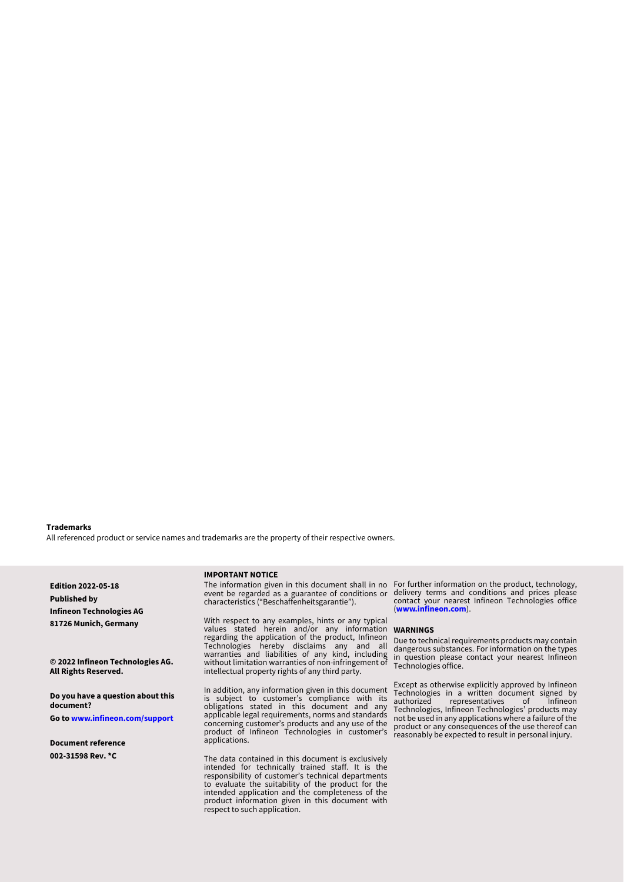**Trademarks**

All referenced product or service names and trademarks are the property of their respective owners.

**Edition 2022-05-18**

**Published by**

**Infineon Technologies AG**

**81726 Munich, Germany**

**© 2022 Infineon Technologies AG.**
**All Rights Reserved.**

**Do you have a question about this document?**

**Go to www.infineon.com/support**

**Document reference**

**002-31598 Rev. *C**

**IMPORTANT NOTICE**

The information given in this document shall in no event be regarded as a guarantee of conditions or characteristics ("Beschaffenheitsgarantie").

With respect to any examples, hints or any typical values stated herein and/or any information regarding the application of the product, Infineon Technologies hereby disclaims any and all warranties and liabilities of any kind, including without limitation warranties of non-infringement of intellectual property rights of any third party.

In addition, any information given in this document is subject to customer's compliance with its obligations stated in this document and any applicable legal requirements, norms and standards concerning customer's products and any use of the product of Infineon Technologies in customer's applications.

The data contained in this document is exclusively intended for technically trained staff. It is the responsibility of customer's technical departments to evaluate the suitability of the product for the intended application and the completeness of the product information given in this document with respect to such application.

For further information on the product, technology, delivery terms and conditions and prices please contact your nearest Infineon Technologies office (**www.infineon.com**).

**WARNINGS**

Due to technical requirements products may contain dangerous substances. For information on the types in question please contact your nearest Infineon Technologies office.

Except as otherwise explicitly approved by Infineon Technologies in a written document signed by authorized representatives of Infineon Technologies, Infineon Technologies' products may not be used in any applications where a failure of the product or any consequences of the use thereof can reasonably be expected to result in personal injury.